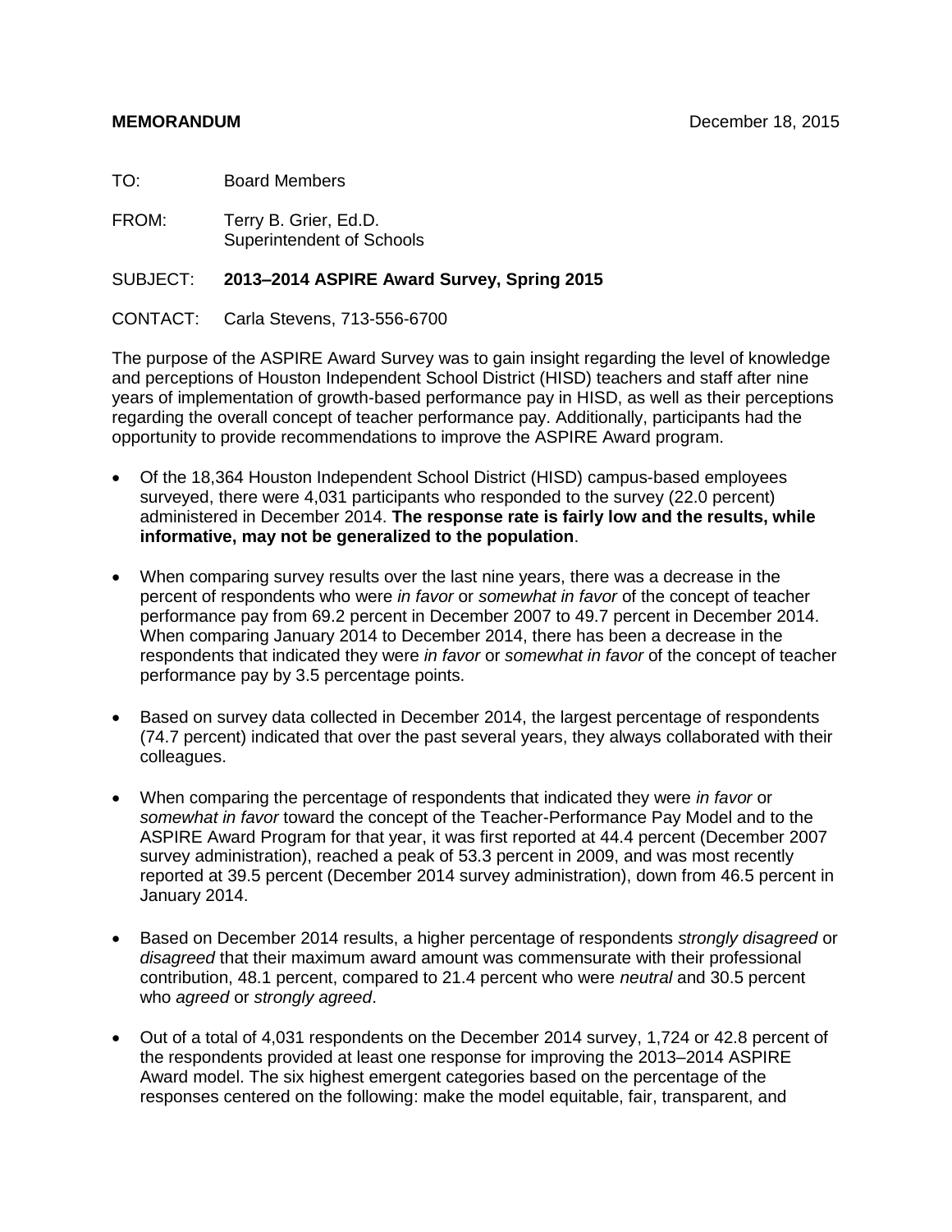**MEMORANDUM** December 18, 2015

TO: Board Members

FROM: Terry B. Grier, Ed.D.
Superintendent of Schools

SUBJECT: **2013–2014 ASPIRE Award Survey, Spring 2015**

CONTACT: Carla Stevens, 713-556-6700

The purpose of the ASPIRE Award Survey was to gain insight regarding the level of knowledge and perceptions of Houston Independent School District (HISD) teachers and staff after nine years of implementation of growth-based performance pay in HISD, as well as their perceptions regarding the overall concept of teacher performance pay. Additionally, participants had the opportunity to provide recommendations to improve the ASPIRE Award program.

- Of the 18,364 Houston Independent School District (HISD) campus-based employees surveyed, there were 4,031 participants who responded to the survey (22.0 percent) administered in December 2014. **The response rate is fairly low and the results, while informative, may not be generalized to the population**.
- When comparing survey results over the last nine years, there was a decrease in the percent of respondents who were *in favor* or *somewhat in favor* of the concept of teacher performance pay from 69.2 percent in December 2007 to 49.7 percent in December 2014. When comparing January 2014 to December 2014, there has been a decrease in the respondents that indicated they were *in favor* or *somewhat in favor* of the concept of teacher performance pay by 3.5 percentage points.
- Based on survey data collected in December 2014, the largest percentage of respondents (74.7 percent) indicated that over the past several years, they always collaborated with their colleagues.
- When comparing the percentage of respondents that indicated they were *in favor* or *somewhat in favor* toward the concept of the Teacher-Performance Pay Model and to the ASPIRE Award Program for that year, it was first reported at 44.4 percent (December 2007 survey administration), reached a peak of 53.3 percent in 2009, and was most recently reported at 39.5 percent (December 2014 survey administration), down from 46.5 percent in January 2014.
- Based on December 2014 results, a higher percentage of respondents *strongly disagreed* or *disagreed* that their maximum award amount was commensurate with their professional contribution, 48.1 percent, compared to 21.4 percent who were *neutral* and 30.5 percent who *agreed* or *strongly agreed*.
- Out of a total of 4,031 respondents on the December 2014 survey, 1,724 or 42.8 percent of the respondents provided at least one response for improving the 2013–2014 ASPIRE Award model. The six highest emergent categories based on the percentage of the responses centered on the following: make the model equitable, fair, transparent, and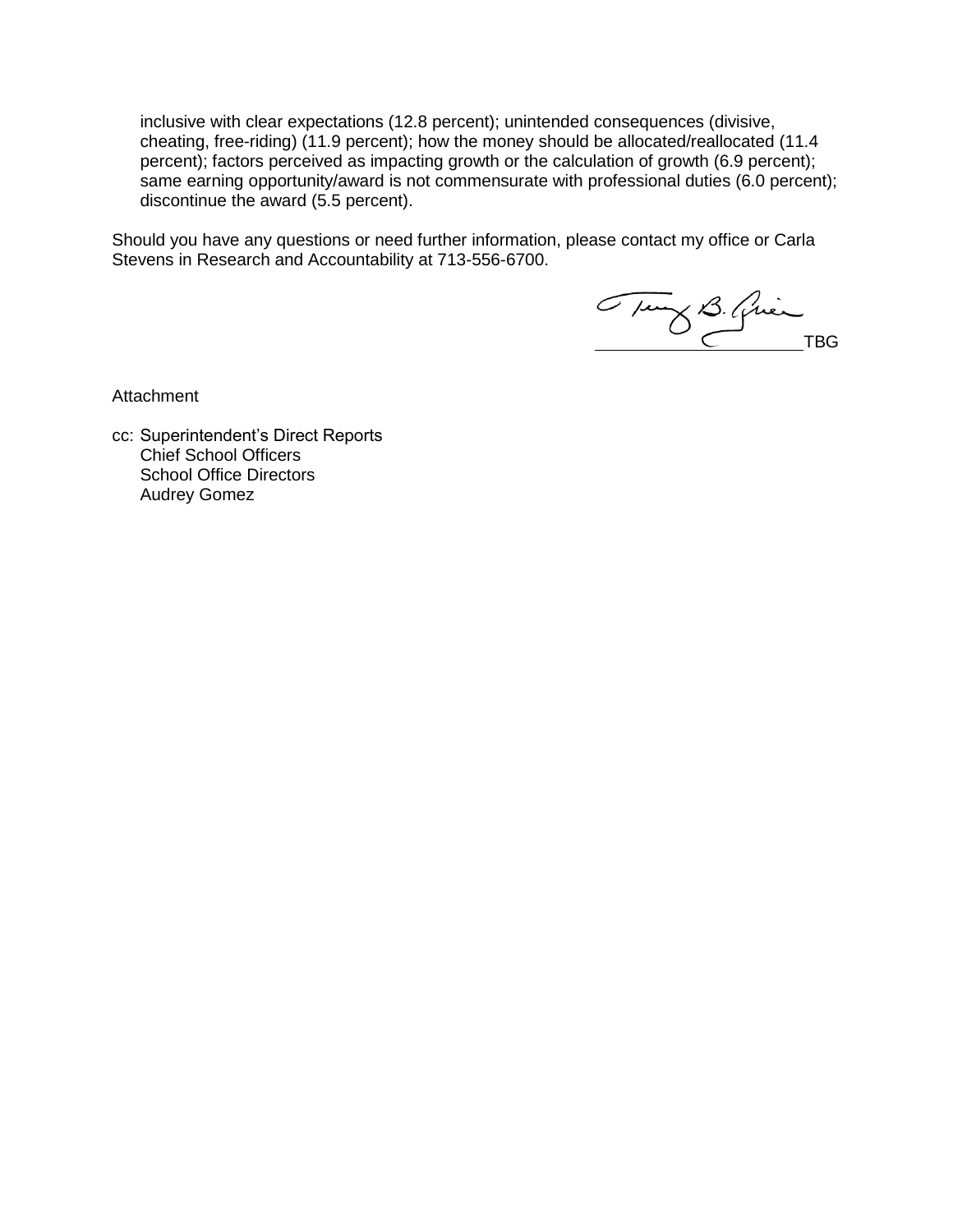inclusive with clear expectations (12.8 percent); unintended consequences (divisive, cheating, free-riding) (11.9 percent); how the money should be allocated/reallocated (11.4 percent); factors perceived as impacting growth or the calculation of growth (6.9 percent); same earning opportunity/award is not commensurate with professional duties (6.0 percent); discontinue the award (5.5 percent).

Should you have any questions or need further information, please contact my office or Carla Stevens in Research and Accountability at 713-556-6700.

TBG

Attachment

cc: Superintendent's Direct Reports
 Chief School Officers
 School Office Directors
 Audrey Gomez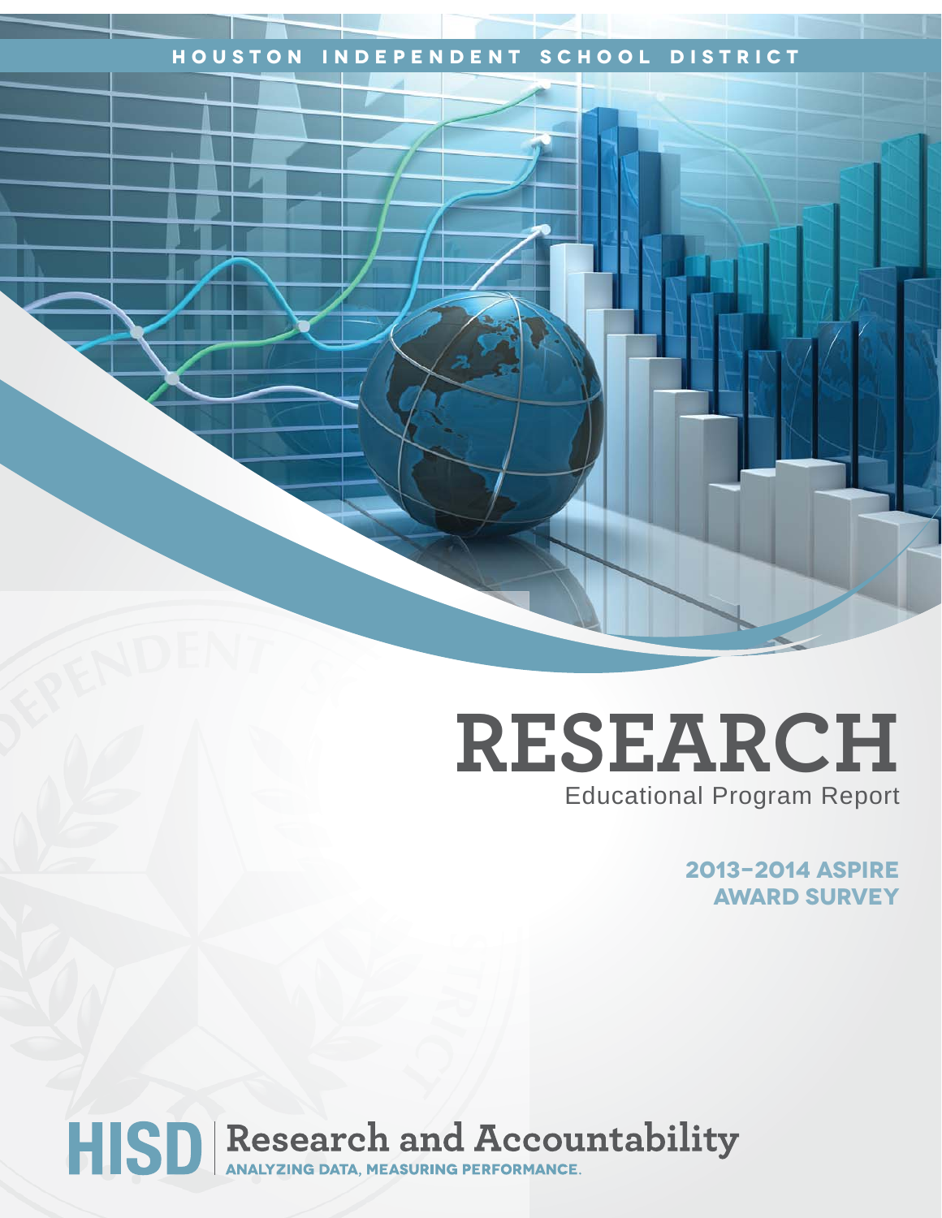HOUSTON INDEPENDENT SCHOOL DISTRICT

# RESEARCH

Educational Program Report

## 2013–2014 ASPIRE AWARD SURVEY

HISD | Research and Accountability

ANALYZING DATA, MEASURING PERFORMANCE.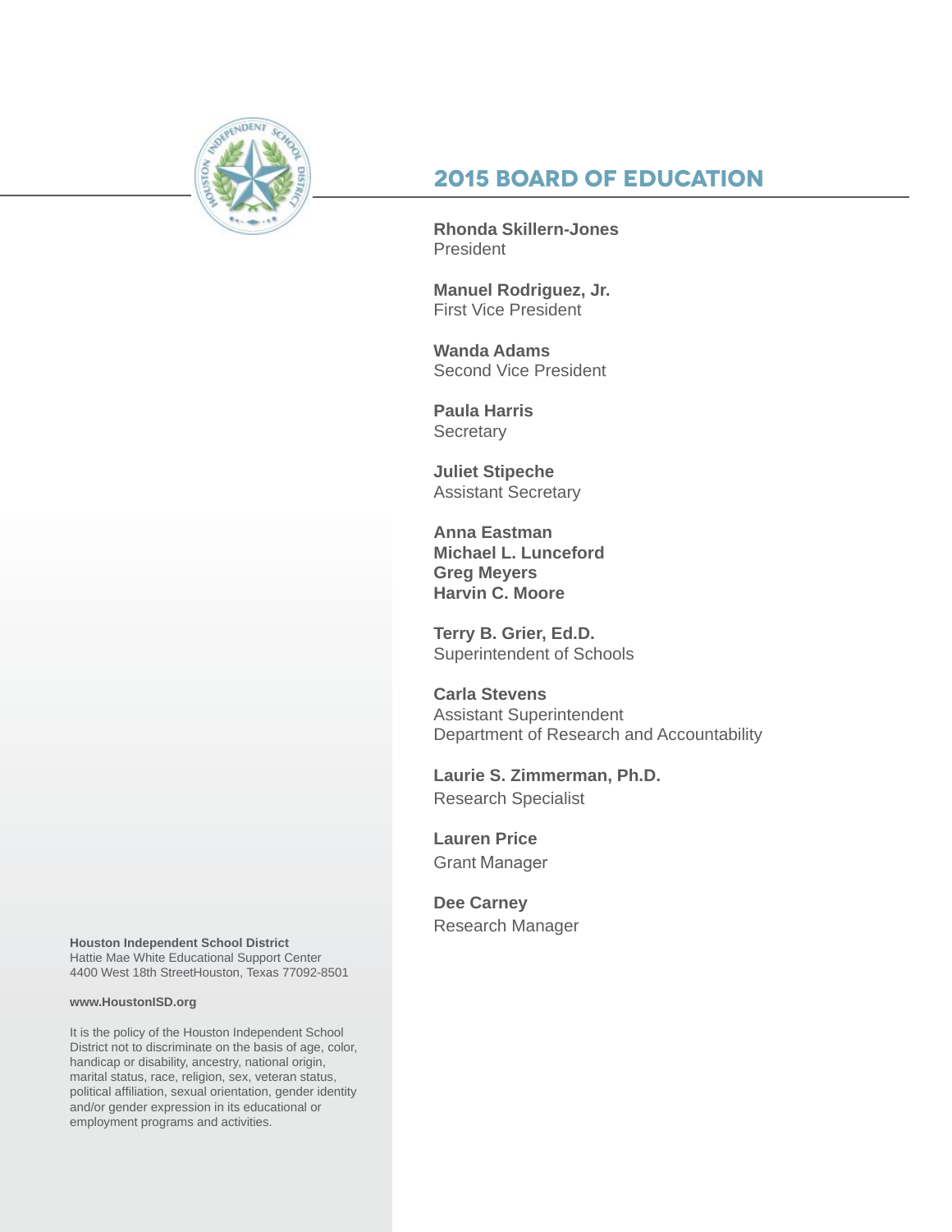## 2015 BOARD OF EDUCATION

**Rhonda Skillern-Jones**
President

**Manuel Rodriguez, Jr.**
First Vice President

**Wanda Adams**
Second Vice President

**Paula Harris**
Secretary

**Juliet Stipeche**
Assistant Secretary

**Anna Eastman**
**Michael L. Lunceford**
**Greg Meyers**
**Harvin C. Moore**

**Terry B. Grier, Ed.D.**
Superintendent of Schools

**Carla Stevens**
Assistant Superintendent
Department of Research and Accountability

**Laurie S. Zimmerman, Ph.D.**
Research Specialist

**Lauren Price**
Grant Manager

**Dee Carney**
Research Manager

**Houston Independent School District**
Hattie Mae White Educational Support Center
4400 West 18th StreetHouston, Texas 77092-8501

**www.HoustonISD.org**

It is the policy of the Houston Independent School District not to discriminate on the basis of age, color, handicap or disability, ancestry, national origin, marital status, race, religion, sex, veteran status, political affiliation, sexual orientation, gender identity and/or gender expression in its educational or employment programs and activities.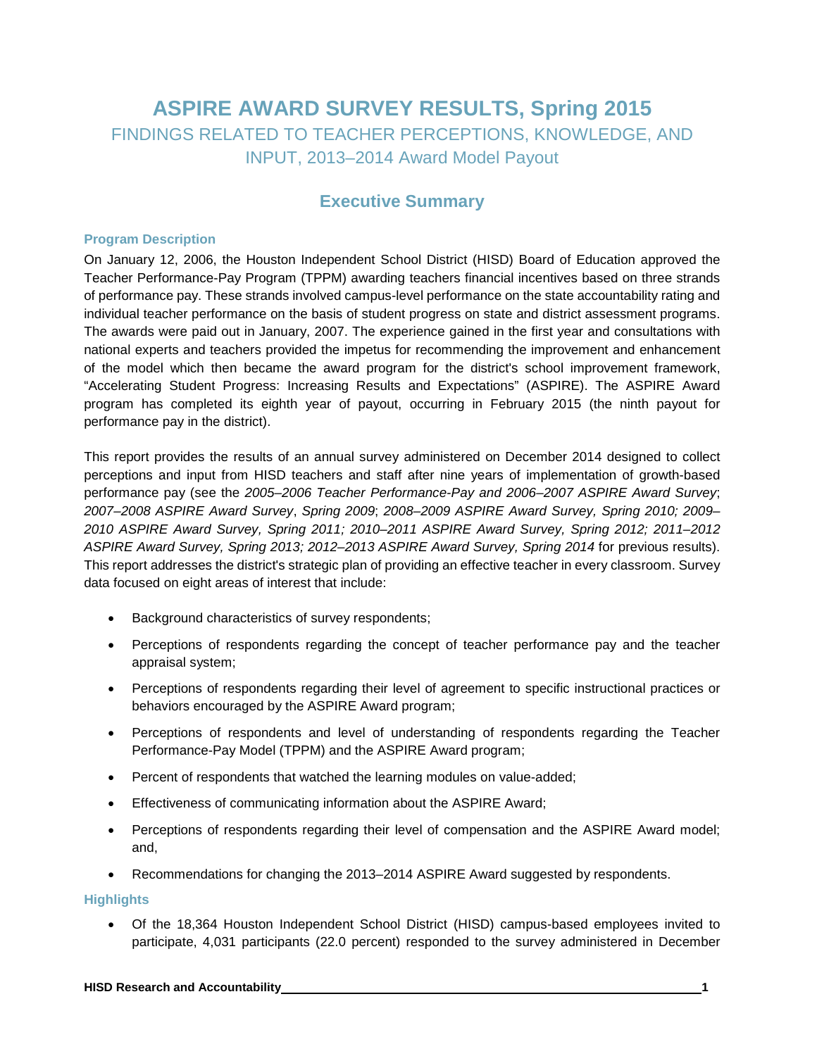# ASPIRE AWARD SURVEY RESULTS, Spring 2015

## FINDINGS RELATED TO TEACHER PERCEPTIONS, KNOWLEDGE, AND INPUT, 2013–2014 Award Model Payout

## Executive Summary

### Program Description

On January 12, 2006, the Houston Independent School District (HISD) Board of Education approved the Teacher Performance-Pay Program (TPPM) awarding teachers financial incentives based on three strands of performance pay. These strands involved campus-level performance on the state accountability rating and individual teacher performance on the basis of student progress on state and district assessment programs. The awards were paid out in January, 2007. The experience gained in the first year and consultations with national experts and teachers provided the impetus for recommending the improvement and enhancement of the model which then became the award program for the district's school improvement framework, "Accelerating Student Progress: Increasing Results and Expectations" (ASPIRE). The ASPIRE Award program has completed its eighth year of payout, occurring in February 2015 (the ninth payout for performance pay in the district).

This report provides the results of an annual survey administered on December 2014 designed to collect perceptions and input from HISD teachers and staff after nine years of implementation of growth-based performance pay (see the *2005–2006 Teacher Performance-Pay and 2006–2007 ASPIRE Award Survey*; *2007–2008 ASPIRE Award Survey*, *Spring 2009*; *2008–2009 ASPIRE Award Survey, Spring 2010; 2009–2010 ASPIRE Award Survey, Spring 2011; 2010–2011 ASPIRE Award Survey, Spring 2012; 2011–2012 ASPIRE Award Survey, Spring 2013; 2012–2013 ASPIRE Award Survey, Spring 2014* for previous results). This report addresses the district's strategic plan of providing an effective teacher in every classroom. Survey data focused on eight areas of interest that include:

- Background characteristics of survey respondents;
- Perceptions of respondents regarding the concept of teacher performance pay and the teacher appraisal system;
- Perceptions of respondents regarding their level of agreement to specific instructional practices or behaviors encouraged by the ASPIRE Award program;
- Perceptions of respondents and level of understanding of respondents regarding the Teacher Performance-Pay Model (TPPM) and the ASPIRE Award program;
- Percent of respondents that watched the learning modules on value-added;
- Effectiveness of communicating information about the ASPIRE Award;
- Perceptions of respondents regarding their level of compensation and the ASPIRE Award model; and,
- Recommendations for changing the 2013–2014 ASPIRE Award suggested by respondents.

### Highlights

- Of the 18,364 Houston Independent School District (HISD) campus-based employees invited to participate, 4,031 participants (22.0 percent) responded to the survey administered in December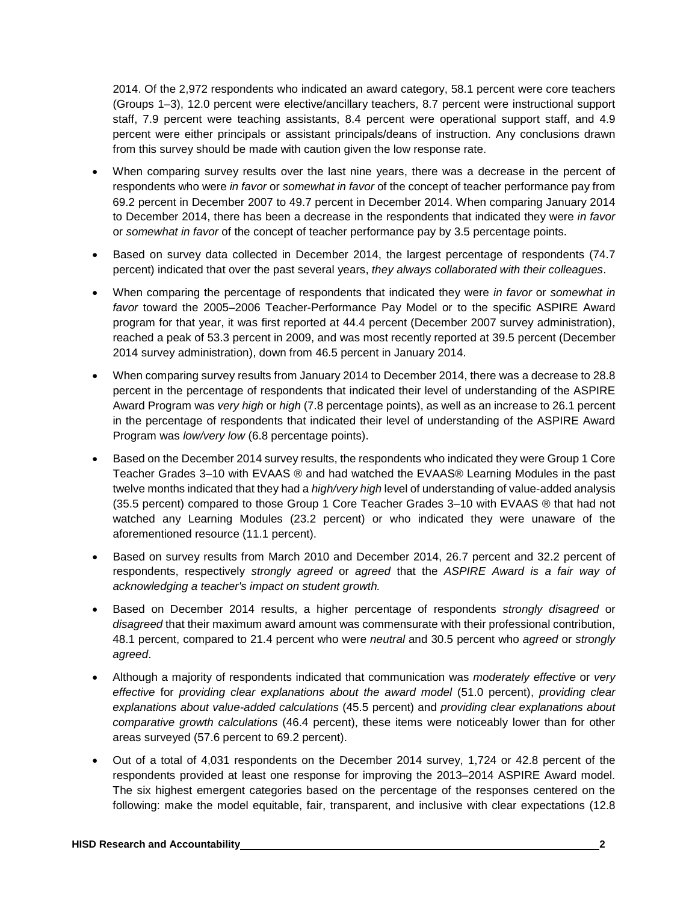2014. Of the 2,972 respondents who indicated an award category, 58.1 percent were core teachers (Groups 1–3), 12.0 percent were elective/ancillary teachers, 8.7 percent were instructional support staff, 7.9 percent were teaching assistants, 8.4 percent were operational support staff, and 4.9 percent were either principals or assistant principals/deans of instruction. Any conclusions drawn from this survey should be made with caution given the low response rate.

- When comparing survey results over the last nine years, there was a decrease in the percent of respondents who were *in favor* or *somewhat in favor* of the concept of teacher performance pay from 69.2 percent in December 2007 to 49.7 percent in December 2014. When comparing January 2014 to December 2014, there has been a decrease in the respondents that indicated they were *in favor* or *somewhat in favor* of the concept of teacher performance pay by 3.5 percentage points.
- Based on survey data collected in December 2014, the largest percentage of respondents (74.7 percent) indicated that over the past several years, *they always collaborated with their colleagues*.
- When comparing the percentage of respondents that indicated they were *in favor* or *somewhat in favor* toward the 2005–2006 Teacher-Performance Pay Model or to the specific ASPIRE Award program for that year, it was first reported at 44.4 percent (December 2007 survey administration), reached a peak of 53.3 percent in 2009, and was most recently reported at 39.5 percent (December 2014 survey administration), down from 46.5 percent in January 2014.
- When comparing survey results from January 2014 to December 2014, there was a decrease to 28.8 percent in the percentage of respondents that indicated their level of understanding of the ASPIRE Award Program was *very high* or *high* (7.8 percentage points), as well as an increase to 26.1 percent in the percentage of respondents that indicated their level of understanding of the ASPIRE Award Program was *low/very low* (6.8 percentage points).
- Based on the December 2014 survey results, the respondents who indicated they were Group 1 Core Teacher Grades 3–10 with EVAAS ® and had watched the EVAAS® Learning Modules in the past twelve months indicated that they had a *high/very high* level of understanding of value-added analysis (35.5 percent) compared to those Group 1 Core Teacher Grades 3–10 with EVAAS ® that had not watched any Learning Modules (23.2 percent) or who indicated they were unaware of the aforementioned resource (11.1 percent).
- Based on survey results from March 2010 and December 2014, 26.7 percent and 32.2 percent of respondents, respectively *strongly agreed* or *agreed* that the *ASPIRE Award is a fair way of acknowledging a teacher's impact on student growth.*
- Based on December 2014 results, a higher percentage of respondents *strongly disagreed* or *disagreed* that their maximum award amount was commensurate with their professional contribution, 48.1 percent, compared to 21.4 percent who were *neutral* and 30.5 percent who *agreed* or *strongly agreed*.
- Although a majority of respondents indicated that communication was *moderately effective* or *very effective* for *providing clear explanations about the award model* (51.0 percent), *providing clear explanations about value-added calculations* (45.5 percent) and *providing clear explanations about comparative growth calculations* (46.4 percent), these items were noticeably lower than for other areas surveyed (57.6 percent to 69.2 percent).
- Out of a total of 4,031 respondents on the December 2014 survey, 1,724 or 42.8 percent of the respondents provided at least one response for improving the 2013–2014 ASPIRE Award model. The six highest emergent categories based on the percentage of the responses centered on the following: make the model equitable, fair, transparent, and inclusive with clear expectations (12.8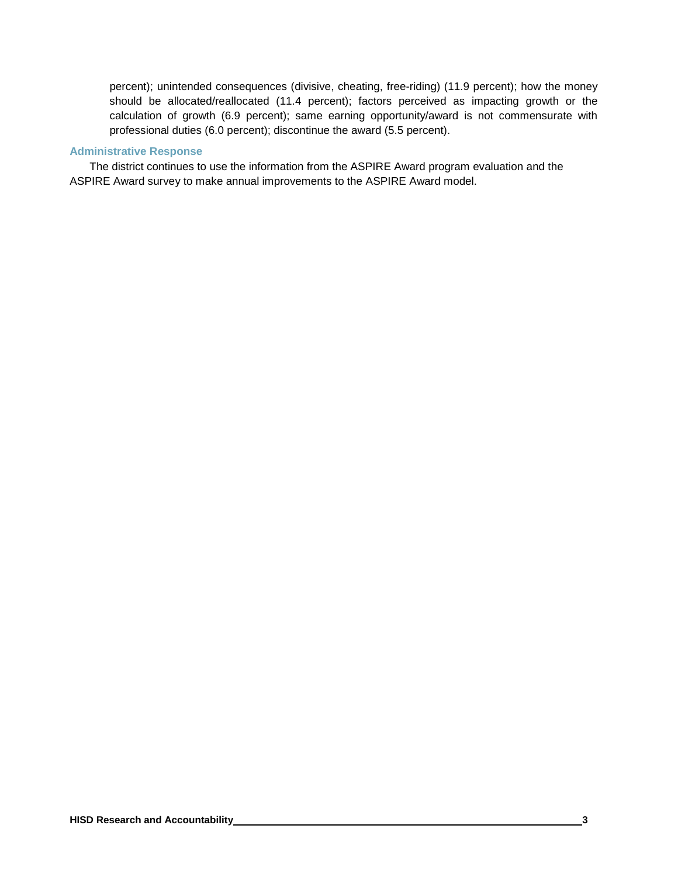percent); unintended consequences (divisive, cheating, free-riding) (11.9 percent); how the money should be allocated/reallocated (11.4 percent); factors perceived as impacting growth or the calculation of growth (6.9 percent); same earning opportunity/award is not commensurate with professional duties (6.0 percent); discontinue the award (5.5 percent).

### Administrative Response

The district continues to use the information from the ASPIRE Award program evaluation and the ASPIRE Award survey to make annual improvements to the ASPIRE Award model.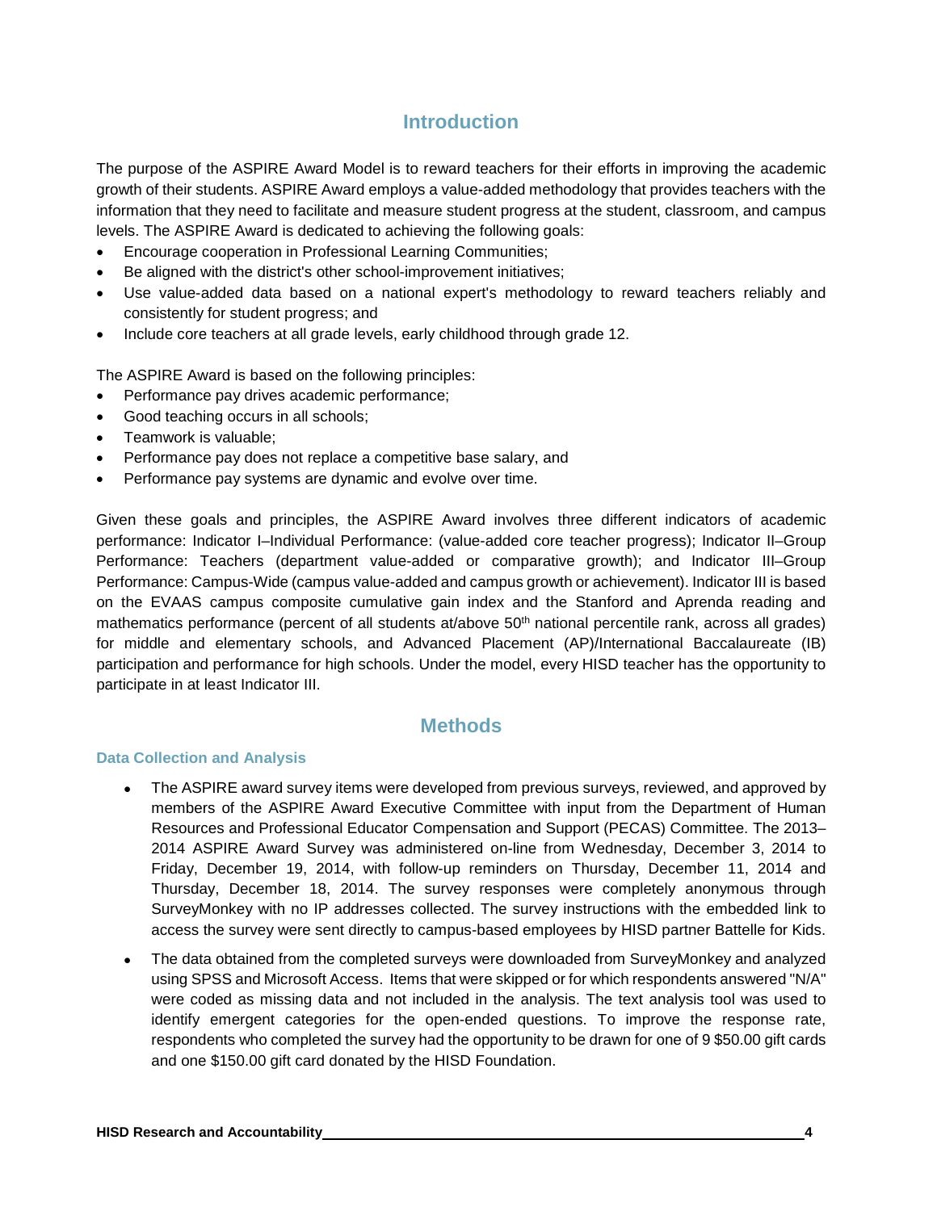## Introduction

The purpose of the ASPIRE Award Model is to reward teachers for their efforts in improving the academic growth of their students. ASPIRE Award employs a value-added methodology that provides teachers with the information that they need to facilitate and measure student progress at the student, classroom, and campus levels. The ASPIRE Award is dedicated to achieving the following goals:

- Encourage cooperation in Professional Learning Communities;
- Be aligned with the district's other school-improvement initiatives;
- Use value-added data based on a national expert's methodology to reward teachers reliably and consistently for student progress; and
- Include core teachers at all grade levels, early childhood through grade 12.

The ASPIRE Award is based on the following principles:

- Performance pay drives academic performance;
- Good teaching occurs in all schools;
- Teamwork is valuable;
- Performance pay does not replace a competitive base salary, and
- Performance pay systems are dynamic and evolve over time.

Given these goals and principles, the ASPIRE Award involves three different indicators of academic performance: Indicator I–Individual Performance: (value-added core teacher progress); Indicator II–Group Performance: Teachers (department value-added or comparative growth); and Indicator III–Group Performance: Campus-Wide (campus value-added and campus growth or achievement). Indicator III is based on the EVAAS campus composite cumulative gain index and the Stanford and Aprenda reading and mathematics performance (percent of all students at/above 50th national percentile rank, across all grades) for middle and elementary schools, and Advanced Placement (AP)/International Baccalaureate (IB) participation and performance for high schools. Under the model, every HISD teacher has the opportunity to participate in at least Indicator III.

## Methods

### Data Collection and Analysis

- The ASPIRE award survey items were developed from previous surveys, reviewed, and approved by members of the ASPIRE Award Executive Committee with input from the Department of Human Resources and Professional Educator Compensation and Support (PECAS) Committee. The 2013–2014 ASPIRE Award Survey was administered on-line from Wednesday, December 3, 2014 to Friday, December 19, 2014, with follow-up reminders on Thursday, December 11, 2014 and Thursday, December 18, 2014. The survey responses were completely anonymous through SurveyMonkey with no IP addresses collected. The survey instructions with the embedded link to access the survey were sent directly to campus-based employees by HISD partner Battelle for Kids.
- The data obtained from the completed surveys were downloaded from SurveyMonkey and analyzed using SPSS and Microsoft Access. Items that were skipped or for which respondents answered "N/A" were coded as missing data and not included in the analysis. The text analysis tool was used to identify emergent categories for the open-ended questions. To improve the response rate, respondents who completed the survey had the opportunity to be drawn for one of 9 $50.00 gift cards and one $150.00 gift card donated by the HISD Foundation.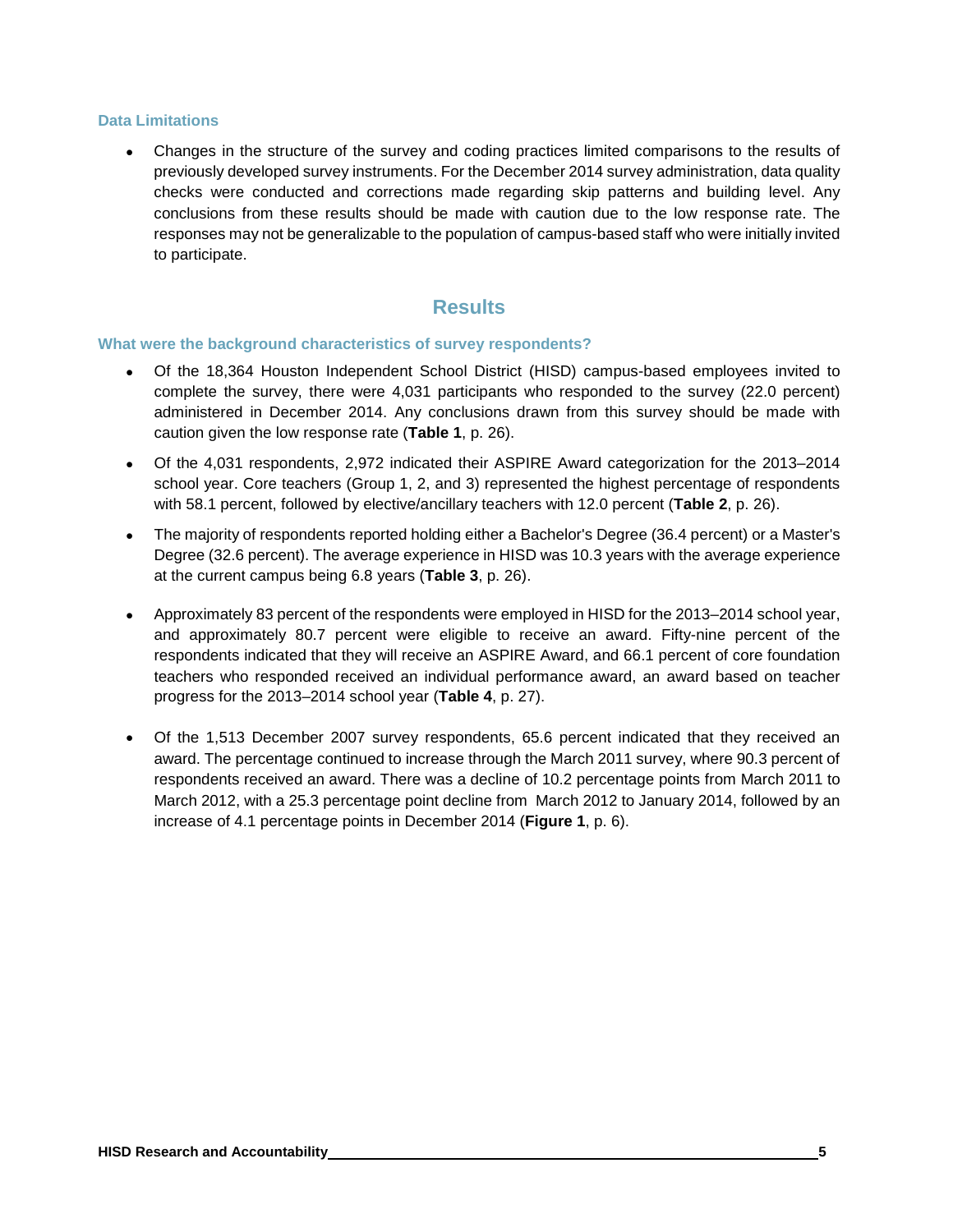### Data Limitations

- Changes in the structure of the survey and coding practices limited comparisons to the results of previously developed survey instruments. For the December 2014 survey administration, data quality checks were conducted and corrections made regarding skip patterns and building level. Any conclusions from these results should be made with caution due to the low response rate. The responses may not be generalizable to the population of campus-based staff who were initially invited to participate.

## Results

### What were the background characteristics of survey respondents?

- Of the 18,364 Houston Independent School District (HISD) campus-based employees invited to complete the survey, there were 4,031 participants who responded to the survey (22.0 percent) administered in December 2014. Any conclusions drawn from this survey should be made with caution given the low response rate (**Table 1**, p. 26).
- Of the 4,031 respondents, 2,972 indicated their ASPIRE Award categorization for the 2013–2014 school year. Core teachers (Group 1, 2, and 3) represented the highest percentage of respondents with 58.1 percent, followed by elective/ancillary teachers with 12.0 percent (**Table 2**, p. 26).
- The majority of respondents reported holding either a Bachelor's Degree (36.4 percent) or a Master's Degree (32.6 percent). The average experience in HISD was 10.3 years with the average experience at the current campus being 6.8 years (**Table 3**, p. 26).
- Approximately 83 percent of the respondents were employed in HISD for the 2013–2014 school year, and approximately 80.7 percent were eligible to receive an award. Fifty-nine percent of the respondents indicated that they will receive an ASPIRE Award, and 66.1 percent of core foundation teachers who responded received an individual performance award, an award based on teacher progress for the 2013–2014 school year (**Table 4**, p. 27).
- Of the 1,513 December 2007 survey respondents, 65.6 percent indicated that they received an award. The percentage continued to increase through the March 2011 survey, where 90.3 percent of respondents received an award. There was a decline of 10.2 percentage points from March 2011 to March 2012, with a 25.3 percentage point decline from March 2012 to January 2014, followed by an increase of 4.1 percentage points in December 2014 (**Figure 1**, p. 6).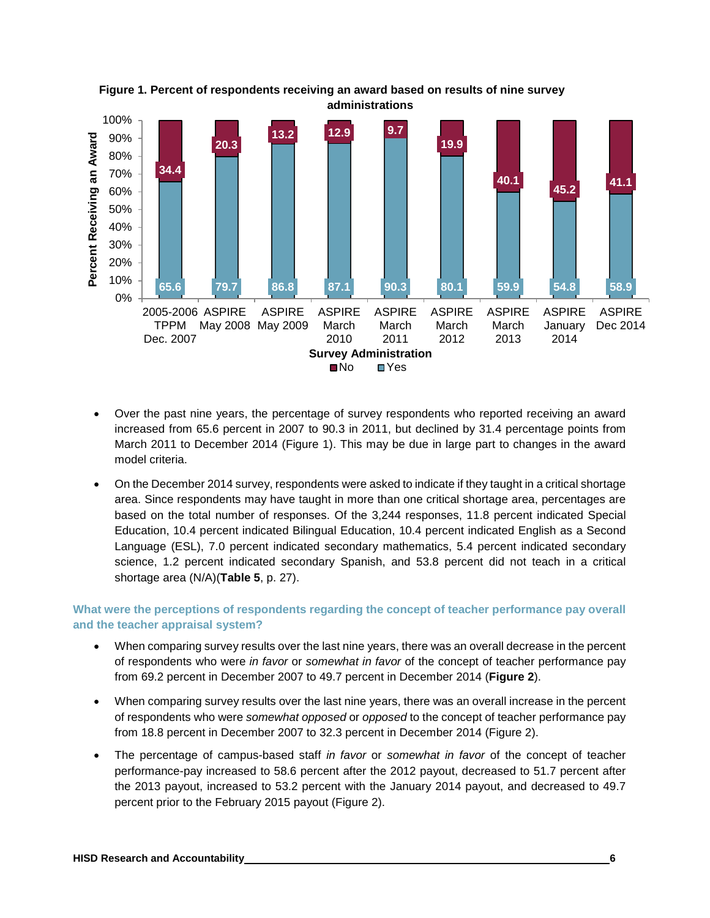**Figure 1. Percent of respondents receiving an award based on results of nine survey administrations**

| Survey Administration | No | Yes |
|---|---|---|
| 2005-2006 TPPM Dec. 2007 | 34.4 | 65.6 |
| ASPIRE May 2008 | 20.3 | 79.7 |
| ASPIRE May 2009 | 13.2 | 86.8 |
| ASPIRE March 2010 | 12.9 | 87.1 |
| ASPIRE March 2011 | 9.7 | 90.3 |
| ASPIRE March 2012 | 19.9 | 80.1 |
| ASPIRE March 2013 | 40.1 | 59.9 |
| ASPIRE January 2014 | 45.2 | 54.8 |
| ASPIRE Dec 2014 | 41.1 | 58.9 |

- Over the past nine years, the percentage of survey respondents who reported receiving an award increased from 65.6 percent in 2007 to 90.3 in 2011, but declined by 31.4 percentage points from March 2011 to December 2014 (Figure 1). This may be due in large part to changes in the award model criteria.
- On the December 2014 survey, respondents were asked to indicate if they taught in a critical shortage area. Since respondents may have taught in more than one critical shortage area, percentages are based on the total number of responses. Of the 3,244 responses, 11.8 percent indicated Special Education, 10.4 percent indicated Bilingual Education, 10.4 percent indicated English as a Second Language (ESL), 7.0 percent indicated secondary mathematics, 5.4 percent indicated secondary science, 1.2 percent indicated secondary Spanish, and 53.8 percent did not teach in a critical shortage area (N/A)(**Table 5**, p. 27).

### What were the perceptions of respondents regarding the concept of teacher performance pay overall and the teacher appraisal system?

- When comparing survey results over the last nine years, there was an overall decrease in the percent of respondents who were *in favor* or *somewhat in favor* of the concept of teacher performance pay from 69.2 percent in December 2007 to 49.7 percent in December 2014 (**Figure 2**).
- When comparing survey results over the last nine years, there was an overall increase in the percent of respondents who were *somewhat opposed* or *opposed* to the concept of teacher performance pay from 18.8 percent in December 2007 to 32.3 percent in December 2014 (Figure 2).
- The percentage of campus-based staff *in favor* or *somewhat in favor* of the concept of teacher performance-pay increased to 58.6 percent after the 2012 payout, decreased to 51.7 percent after the 2013 payout, increased to 53.2 percent with the January 2014 payout, and decreased to 49.7 percent prior to the February 2015 payout (Figure 2).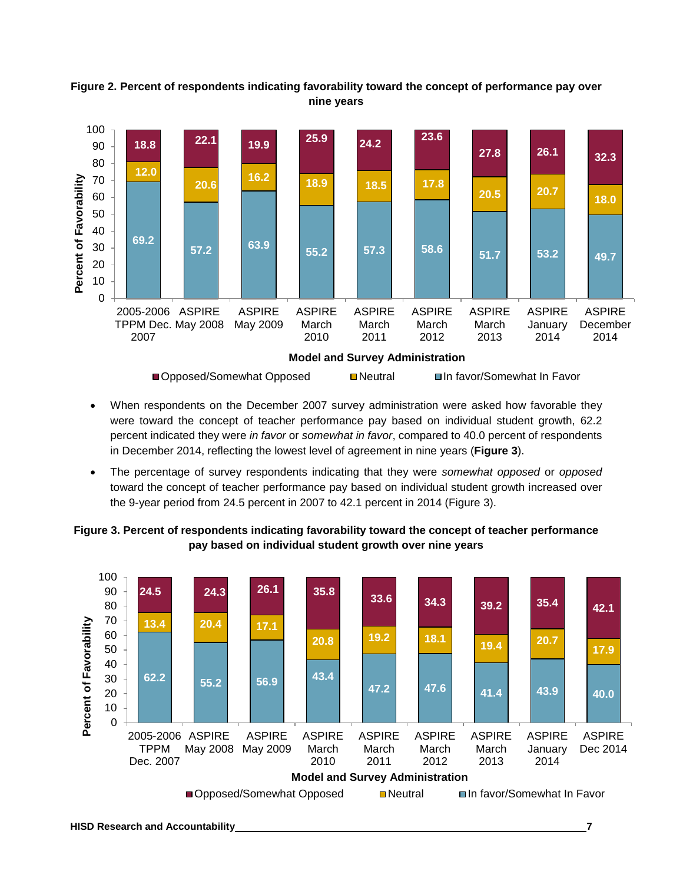**Figure 2. Percent of respondents indicating favorability toward the concept of performance pay over nine years**

| Model and Survey Administration | Opposed/Somewhat Opposed | Neutral | In favor/Somewhat In Favor |
|---|---|---|---|
| 2005-2006 TPPM Dec. 2007 | 18.8 | 12.0 | 69.2 |
| ASPIRE May 2008 | 22.1 | 20.6 | 57.2 |
| ASPIRE May 2009 | 19.9 | 16.2 | 63.9 |
| ASPIRE March 2010 | 25.9 | 18.9 | 55.2 |
| ASPIRE March 2011 | 24.2 | 18.5 | 57.3 |
| ASPIRE March 2012 | 23.6 | 17.8 | 58.6 |
| ASPIRE March 2013 | 27.8 | 20.5 | 51.7 |
| ASPIRE January 2014 | 26.1 | 20.7 | 53.2 |
| ASPIRE December 2014 | 32.3 | 18.0 | 49.7 |

- When respondents on the December 2007 survey administration were asked how favorable they were toward the concept of teacher performance pay based on individual student growth, 62.2 percent indicated they were *in favor* or *somewhat in favor*, compared to 40.0 percent of respondents in December 2014, reflecting the lowest level of agreement in nine years (**Figure 3**).
- The percentage of survey respondents indicating that they were *somewhat opposed* or *opposed* toward the concept of teacher performance pay based on individual student growth increased over the 9-year period from 24.5 percent in 2007 to 42.1 percent in 2014 (Figure 3).

**Figure 3. Percent of respondents indicating favorability toward the concept of teacher performance pay based on individual student growth over nine years**

| Model and Survey Administration | Opposed/Somewhat Opposed | Neutral | In favor/Somewhat In Favor |
|---|---|---|---|
| 2005-2006 TPPM Dec. 2007 | 24.5 | 13.4 | 62.2 |
| ASPIRE May 2008 | 24.3 | 20.4 | 55.2 |
| ASPIRE May 2009 | 26.1 | 17.1 | 56.9 |
| ASPIRE March 2010 | 35.8 | 20.8 | 43.4 |
| ASPIRE March 2011 | 33.6 | 19.2 | 47.2 |
| ASPIRE March 2012 | 34.3 | 18.1 | 47.6 |
| ASPIRE March 2013 | 39.2 | 19.4 | 41.4 |
| ASPIRE January 2014 | 35.4 | 20.7 | 43.9 |
| ASPIRE Dec 2014 | 42.1 | 17.9 | 40.0 |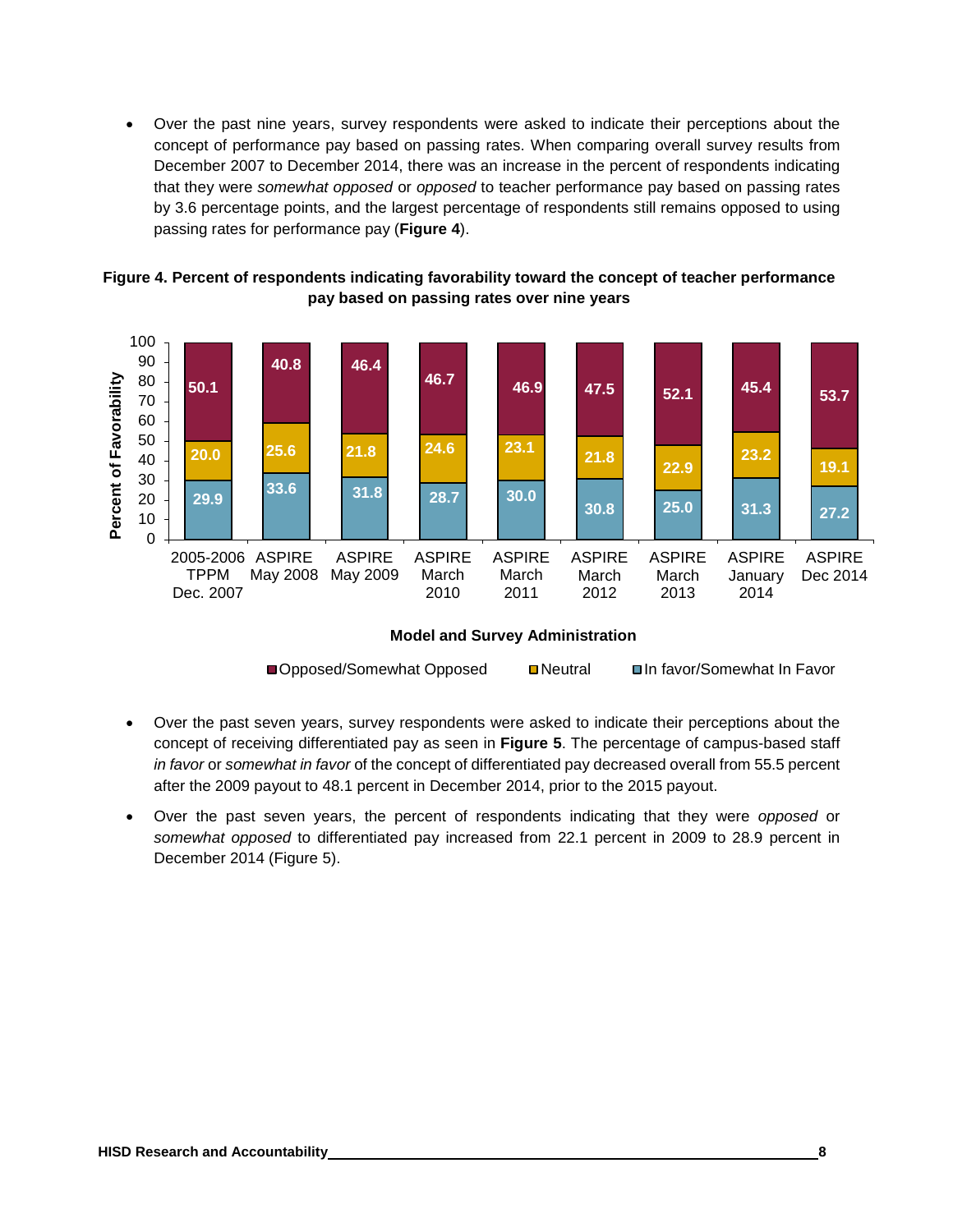- Over the past nine years, survey respondents were asked to indicate their perceptions about the concept of performance pay based on passing rates. When comparing overall survey results from December 2007 to December 2014, there was an increase in the percent of respondents indicating that they were *somewhat opposed* or *opposed* to teacher performance pay based on passing rates by 3.6 percentage points, and the largest percentage of respondents still remains opposed to using passing rates for performance pay (**Figure 4**).

**Figure 4. Percent of respondents indicating favorability toward the concept of teacher performance pay based on passing rates over nine years**

| Model and Survey Administration | Opposed/Somewhat Opposed | Neutral | In favor/Somewhat In Favor |
|---|---|---|---|
| 2005-2006 TPPM Dec. 2007 | 50.1 | 20.0 | 29.9 |
| ASPIRE May 2008 | 40.8 | 25.6 | 33.6 |
| ASPIRE May 2009 | 46.4 | 21.8 | 31.8 |
| ASPIRE March 2010 | 46.7 | 24.6 | 28.7 |
| ASPIRE March 2011 | 46.9 | 23.1 | 30.0 |
| ASPIRE March 2012 | 47.5 | 21.8 | 30.8 |
| ASPIRE March 2013 | 52.1 | 22.9 | 25.0 |
| ASPIRE January 2014 | 45.4 | 23.2 | 31.3 |
| ASPIRE Dec 2014 | 53.7 | 19.1 | 27.2 |

- Over the past seven years, survey respondents were asked to indicate their perceptions about the concept of receiving differentiated pay as seen in **Figure 5**. The percentage of campus-based staff *in favor* or *somewhat in favor* of the concept of differentiated pay decreased overall from 55.5 percent after the 2009 payout to 48.1 percent in December 2014, prior to the 2015 payout.
- Over the past seven years, the percent of respondents indicating that they were *opposed* or *somewhat opposed* to differentiated pay increased from 22.1 percent in 2009 to 28.9 percent in December 2014 (Figure 5).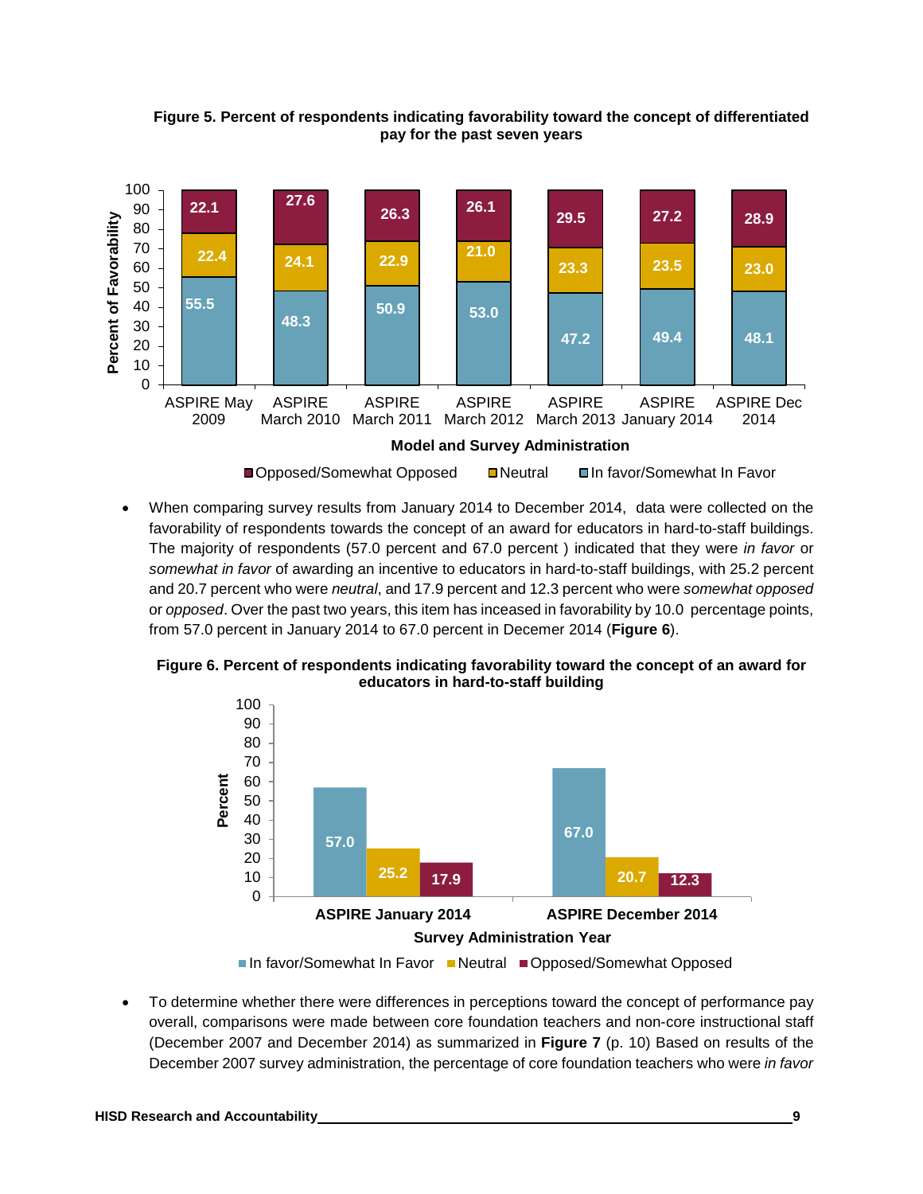**Figure 5. Percent of respondents indicating favorability toward the concept of differentiated pay for the past seven years**

| Model and Survey Administration | In favor/Somewhat In Favor | Neutral | Opposed/Somewhat Opposed |
|---|---|---|---|
| ASPIRE May 2009 | 55.5 | 22.4 | 22.1 |
| ASPIRE March 2010 | 48.3 | 24.1 | 27.6 |
| ASPIRE March 2011 | 50.9 | 22.9 | 26.3 |
| ASPIRE March 2012 | 53.0 | 21.0 | 26.1 |
| ASPIRE March 2013 | 47.2 | 23.3 | 29.5 |
| ASPIRE January 2014 | 49.4 | 23.5 | 27.2 |
| ASPIRE Dec 2014 | 48.1 | 23.0 | 28.9 |

- When comparing survey results from January 2014 to December 2014, data were collected on the favorability of respondents towards the concept of an award for educators in hard-to-staff buildings. The majority of respondents (57.0 percent and 67.0 percent ) indicated that they were *in favor* or *somewhat in favor* of awarding an incentive to educators in hard-to-staff buildings, with 25.2 percent and 20.7 percent who were *neutral*, and 17.9 percent and 12.3 percent who were *somewhat opposed* or *opposed*. Over the past two years, this item has inceased in favorability by 10.0 percentage points, from 57.0 percent in January 2014 to 67.0 percent in Decemer 2014 (**Figure 6**).

**Figure 6. Percent of respondents indicating favorability toward the concept of an award for educators in hard-to-staff building**

| Survey Administration Year | In favor/Somewhat In Favor | Neutral | Opposed/Somewhat Opposed |
|---|---|---|---|
| ASPIRE January 2014 | 57.0 | 25.2 | 17.9 |
| ASPIRE December 2014 | 67.0 | 20.7 | 12.3 |

- To determine whether there were differences in perceptions toward the concept of performance pay overall, comparisons were made between core foundation teachers and non-core instructional staff (December 2007 and December 2014) as summarized in **Figure 7** (p. 10) Based on results of the December 2007 survey administration, the percentage of core foundation teachers who were *in favor*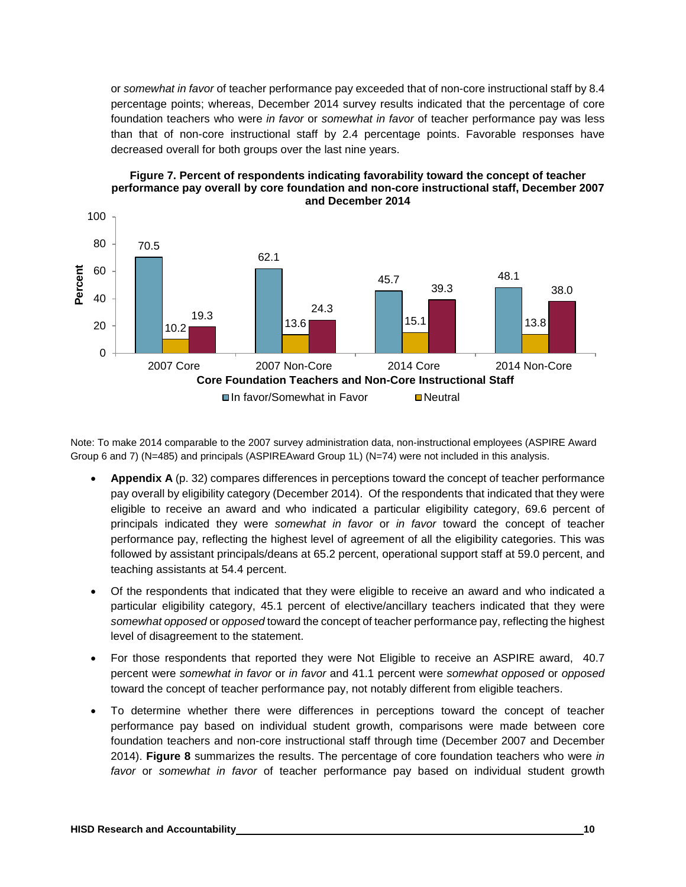or *somewhat in favor* of teacher performance pay exceeded that of non-core instructional staff by 8.4 percentage points; whereas, December 2014 survey results indicated that the percentage of core foundation teachers who were *in favor* or *somewhat in favor* of teacher performance pay was less than that of non-core instructional staff by 2.4 percentage points. Favorable responses have decreased overall for both groups over the last nine years.

**Figure 7. Percent of respondents indicating favorability toward the concept of teacher performance pay overall by core foundation and non-core instructional staff, December 2007 and December 2014**

| Core Foundation Teachers and Non-Core Instructional Staff | In favor/Somewhat in Favor | Neutral | |
|---|---|---|---|
| 2007 Core | 70.5 | 10.2 | 19.3 |
| 2007 Non-Core | 62.1 | 13.6 | 24.3 |
| 2014 Core | 45.7 | 15.1 | 39.3 |
| 2014 Non-Core | 48.1 | 13.8 | 38.0 |

Note: To make 2014 comparable to the 2007 survey administration data, non-instructional employees (ASPIRE Award Group 6 and 7) (N=485) and principals (ASPIREAward Group 1L) (N=74) were not included in this analysis.

- **Appendix A** (p. 32) compares differences in perceptions toward the concept of teacher performance pay overall by eligibility category (December 2014). Of the respondents that indicated that they were eligible to receive an award and who indicated a particular eligibility category, 69.6 percent of principals indicated they were *somewhat in favor* or *in favor* toward the concept of teacher performance pay, reflecting the highest level of agreement of all the eligibility categories. This was followed by assistant principals/deans at 65.2 percent, operational support staff at 59.0 percent, and teaching assistants at 54.4 percent.
- Of the respondents that indicated that they were eligible to receive an award and who indicated a particular eligibility category, 45.1 percent of elective/ancillary teachers indicated that they were *somewhat opposed* or *opposed* toward the concept of teacher performance pay, reflecting the highest level of disagreement to the statement.
- For those respondents that reported they were Not Eligible to receive an ASPIRE award, 40.7 percent were *somewhat in favor* or *in favor* and 41.1 percent were *somewhat opposed* or *opposed* toward the concept of teacher performance pay, not notably different from eligible teachers.
- To determine whether there were differences in perceptions toward the concept of teacher performance pay based on individual student growth, comparisons were made between core foundation teachers and non-core instructional staff through time (December 2007 and December 2014). **Figure 8** summarizes the results. The percentage of core foundation teachers who were *in favor* or *somewhat in favor* of teacher performance pay based on individual student growth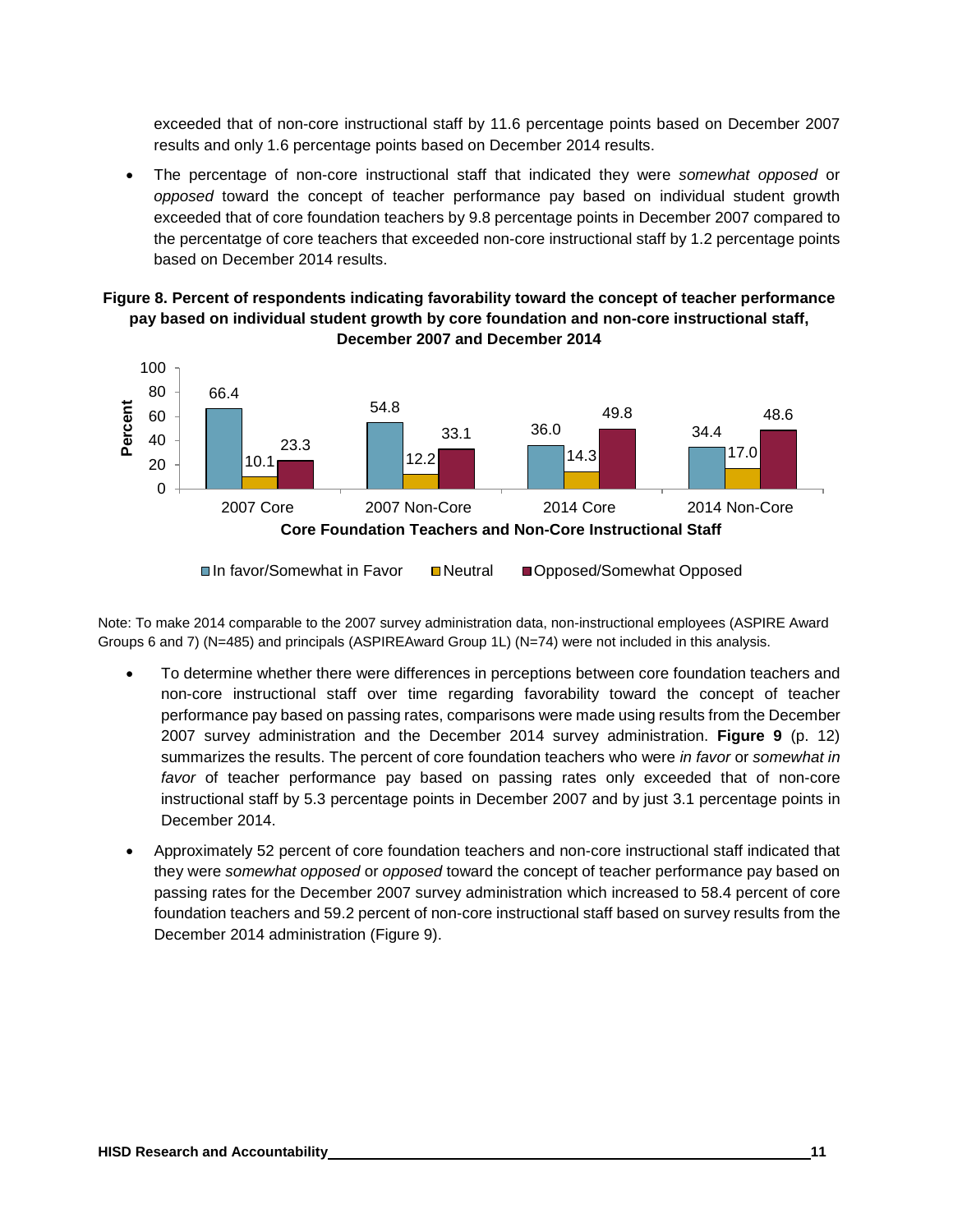exceeded that of non-core instructional staff by 11.6 percentage points based on December 2007 results and only 1.6 percentage points based on December 2014 results.

- The percentage of non-core instructional staff that indicated they were *somewhat opposed* or *opposed* toward the concept of teacher performance pay based on individual student growth exceeded that of core foundation teachers by 9.8 percentage points in December 2007 compared to the percentatge of core teachers that exceeded non-core instructional staff by 1.2 percentage points based on December 2014 results.

**Figure 8. Percent of respondents indicating favorability toward the concept of teacher performance pay based on individual student growth by core foundation and non-core instructional staff, December 2007 and December 2014**

| Core Foundation Teachers and Non-Core Instructional Staff | In favor/Somewhat in Favor | Neutral | Opposed/Somewhat Opposed |
|---|---|---|---|
| 2007 Core | 66.4 | 10.1 | 23.3 |
| 2007 Non-Core | 54.8 | 12.2 | 33.1 |
| 2014 Core | 36.0 | 14.3 | 49.8 |
| 2014 Non-Core | 34.4 | 17.0 | 48.6 |

Note: To make 2014 comparable to the 2007 survey administration data, non-instructional employees (ASPIRE Award Groups 6 and 7) (N=485) and principals (ASPIREAward Group 1L) (N=74) were not included in this analysis.

- To determine whether there were differences in perceptions between core foundation teachers and non-core instructional staff over time regarding favorability toward the concept of teacher performance pay based on passing rates, comparisons were made using results from the December 2007 survey administration and the December 2014 survey administration. **Figure 9** (p. 12) summarizes the results. The percent of core foundation teachers who were *in favor* or *somewhat in favor* of teacher performance pay based on passing rates only exceeded that of non-core instructional staff by 5.3 percentage points in December 2007 and by just 3.1 percentage points in December 2014.

- Approximately 52 percent of core foundation teachers and non-core instructional staff indicated that they were *somewhat opposed* or *opposed* toward the concept of teacher performance pay based on passing rates for the December 2007 survey administration which increased to 58.4 percent of core foundation teachers and 59.2 percent of non-core instructional staff based on survey results from the December 2014 administration (Figure 9).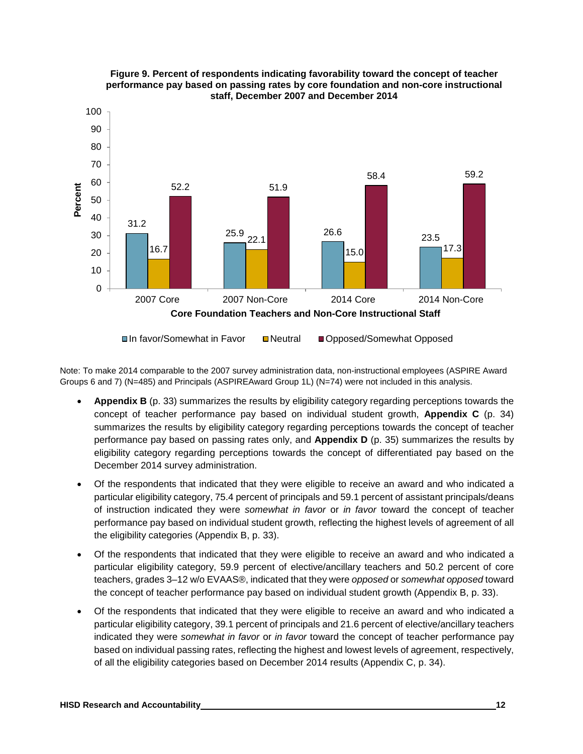**Figure 9. Percent of respondents indicating favorability toward the concept of teacher performance pay based on passing rates by core foundation and non-core instructional staff, December 2007 and December 2014**

| Core Foundation Teachers and Non-Core Instructional Staff | In favor/Somewhat in Favor | Neutral | Opposed/Somewhat Opposed |
|---|---|---|---|
| 2007 Core | 31.2 | 16.7 | 52.2 |
| 2007 Non-Core | 25.9 | 22.1 | 51.9 |
| 2014 Core | 26.6 | 15.0 | 58.4 |
| 2014 Non-Core | 23.5 | 17.3 | 59.2 |

Note: To make 2014 comparable to the 2007 survey administration data, non-instructional employees (ASPIRE Award Groups 6 and 7) (N=485) and Principals (ASPIREAward Group 1L) (N=74) were not included in this analysis.

- **Appendix B** (p. 33) summarizes the results by eligibility category regarding perceptions towards the concept of teacher performance pay based on individual student growth, **Appendix C** (p. 34) summarizes the results by eligibility category regarding perceptions towards the concept of teacher performance pay based on passing rates only, and **Appendix D** (p. 35) summarizes the results by eligibility category regarding perceptions towards the concept of differentiated pay based on the December 2014 survey administration.
- Of the respondents that indicated that they were eligible to receive an award and who indicated a particular eligibility category, 75.4 percent of principals and 59.1 percent of assistant principals/deans of instruction indicated they were *somewhat in favor* or *in favor* toward the concept of teacher performance pay based on individual student growth, reflecting the highest levels of agreement of all the eligibility categories (Appendix B, p. 33).
- Of the respondents that indicated that they were eligible to receive an award and who indicated a particular eligibility category, 59.9 percent of elective/ancillary teachers and 50.2 percent of core teachers, grades 3–12 w/o EVAAS®, indicated that they were *opposed* or *somewhat opposed* toward the concept of teacher performance pay based on individual student growth (Appendix B, p. 33).
- Of the respondents that indicated that they were eligible to receive an award and who indicated a particular eligibility category, 39.1 percent of principals and 21.6 percent of elective/ancillary teachers indicated they were *somewhat in favor* or *in favor* toward the concept of teacher performance pay based on individual passing rates, reflecting the highest and lowest levels of agreement, respectively, of all the eligibility categories based on December 2014 results (Appendix C, p. 34).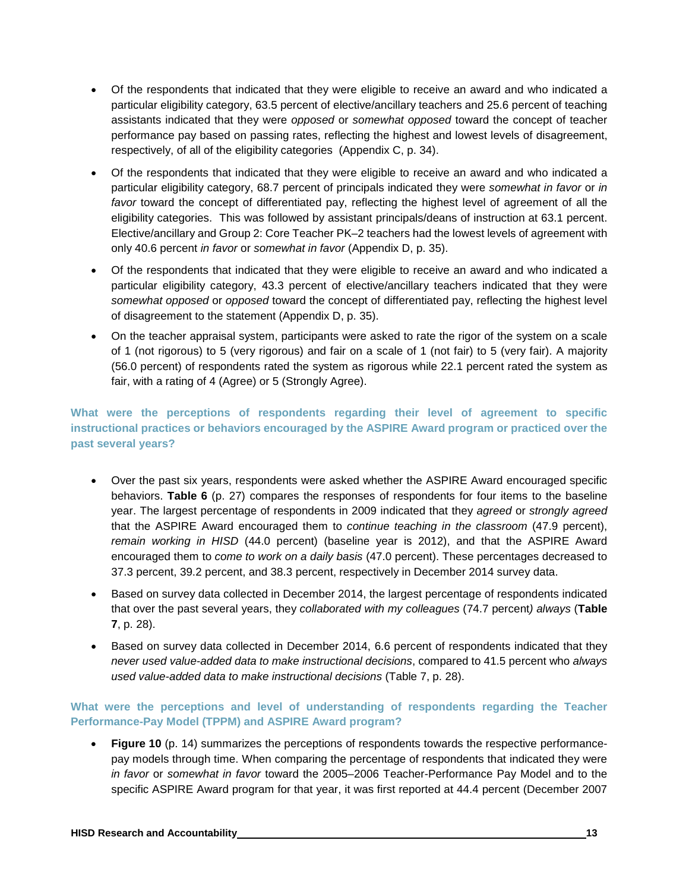- Of the respondents that indicated that they were eligible to receive an award and who indicated a particular eligibility category, 63.5 percent of elective/ancillary teachers and 25.6 percent of teaching assistants indicated that they were *opposed* or *somewhat opposed* toward the concept of teacher performance pay based on passing rates, reflecting the highest and lowest levels of disagreement, respectively, of all of the eligibility categories (Appendix C, p. 34).
- Of the respondents that indicated that they were eligible to receive an award and who indicated a particular eligibility category, 68.7 percent of principals indicated they were *somewhat in favor* or *in favor* toward the concept of differentiated pay, reflecting the highest level of agreement of all the eligibility categories. This was followed by assistant principals/deans of instruction at 63.1 percent. Elective/ancillary and Group 2: Core Teacher PK–2 teachers had the lowest levels of agreement with only 40.6 percent *in favor* or *somewhat in favor* (Appendix D, p. 35).
- Of the respondents that indicated that they were eligible to receive an award and who indicated a particular eligibility category, 43.3 percent of elective/ancillary teachers indicated that they were *somewhat opposed* or *opposed* toward the concept of differentiated pay, reflecting the highest level of disagreement to the statement (Appendix D, p. 35).
- On the teacher appraisal system, participants were asked to rate the rigor of the system on a scale of 1 (not rigorous) to 5 (very rigorous) and fair on a scale of 1 (not fair) to 5 (very fair). A majority (56.0 percent) of respondents rated the system as rigorous while 22.1 percent rated the system as fair, with a rating of 4 (Agree) or 5 (Strongly Agree).

### What were the perceptions of respondents regarding their level of agreement to specific instructional practices or behaviors encouraged by the ASPIRE Award program or practiced over the past several years?

- Over the past six years, respondents were asked whether the ASPIRE Award encouraged specific behaviors. **Table 6** (p. 27) compares the responses of respondents for four items to the baseline year. The largest percentage of respondents in 2009 indicated that they *agreed* or *strongly agreed* that the ASPIRE Award encouraged them to *continue teaching in the classroom* (47.9 percent), *remain working in HISD* (44.0 percent) (baseline year is 2012), and that the ASPIRE Award encouraged them to *come to work on a daily basis* (47.0 percent). These percentages decreased to 37.3 percent, 39.2 percent, and 38.3 percent, respectively in December 2014 survey data.
- Based on survey data collected in December 2014, the largest percentage of respondents indicated that over the past several years, they *collaborated with my colleagues* (74.7 percent*) always* (**Table 7**, p. 28).
- Based on survey data collected in December 2014, 6.6 percent of respondents indicated that they *never used value-added data to make instructional decisions*, compared to 41.5 percent who *always used value-added data to make instructional decisions* (Table 7, p. 28).

### What were the perceptions and level of understanding of respondents regarding the Teacher Performance-Pay Model (TPPM) and ASPIRE Award program?

- **Figure 10** (p. 14) summarizes the perceptions of respondents towards the respective performance-pay models through time. When comparing the percentage of respondents that indicated they were *in favor* or *somewhat in favor* toward the 2005–2006 Teacher-Performance Pay Model and to the specific ASPIRE Award program for that year, it was first reported at 44.4 percent (December 2007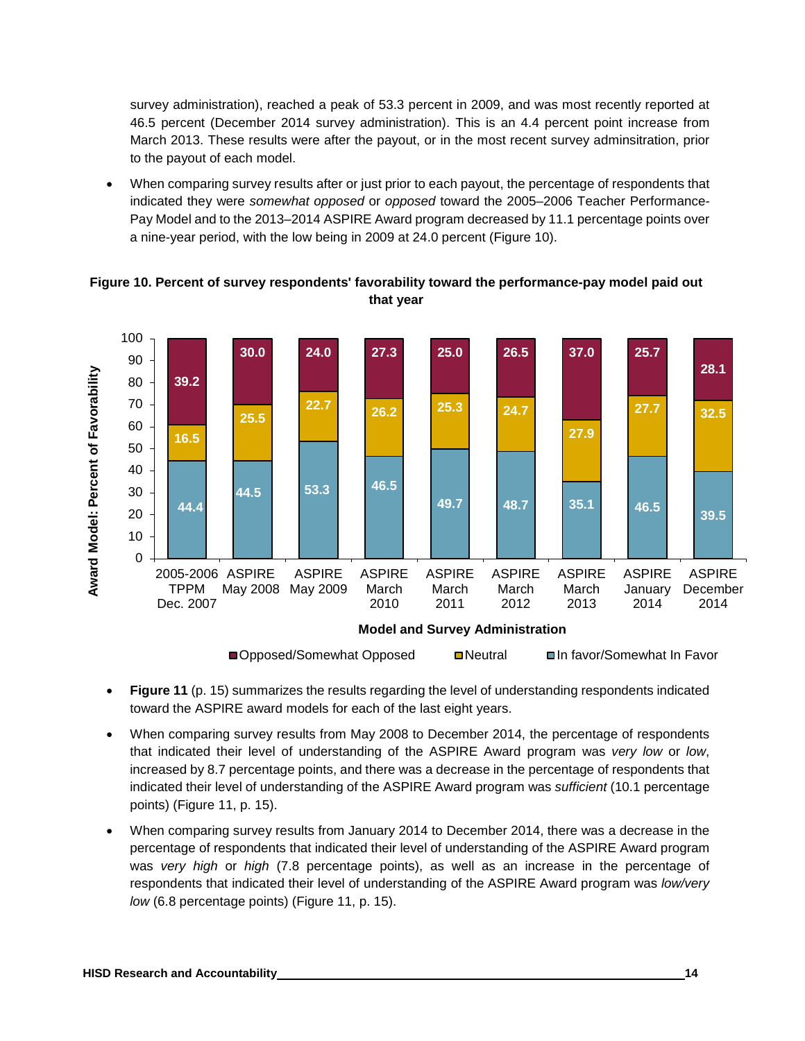survey administration), reached a peak of 53.3 percent in 2009, and was most recently reported at 46.5 percent (December 2014 survey administration). This is an 4.4 percent point increase from March 2013. These results were after the payout, or in the most recent survey adminsitration, prior to the payout of each model.

- When comparing survey results after or just prior to each payout, the percentage of respondents that indicated they were *somewhat opposed* or *opposed* toward the 2005–2006 Teacher Performance-Pay Model and to the 2013–2014 ASPIRE Award program decreased by 11.1 percentage points over a nine-year period, with the low being in 2009 at 24.0 percent (Figure 10).

**Figure 10. Percent of survey respondents' favorability toward the performance-pay model paid out that year**

| Model and Survey Administration | Opposed/Somewhat Opposed | Neutral | In favor/Somewhat In Favor |
|---|---|---|---|
| 2005-2006 TPPM Dec. 2007 | 39.2 | 16.5 | 44.4 |
| ASPIRE May 2008 | 30.0 | 25.5 | 44.5 |
| ASPIRE May 2009 | 24.0 | 22.7 | 53.3 |
| ASPIRE March 2010 | 27.3 | 26.2 | 46.5 |
| ASPIRE March 2011 | 25.0 | 25.3 | 49.7 |
| ASPIRE March 2012 | 26.5 | 24.7 | 48.7 |
| ASPIRE March 2013 | 37.0 | 27.9 | 35.1 |
| ASPIRE January 2014 | 25.7 | 27.7 | 46.5 |
| ASPIRE December 2014 | 28.1 | 32.5 | 39.5 |

Award Model: Percent of Favorability

- **Figure 11** (p. 15) summarizes the results regarding the level of understanding respondents indicated toward the ASPIRE award models for each of the last eight years.

- When comparing survey results from May 2008 to December 2014, the percentage of respondents that indicated their level of understanding of the ASPIRE Award program was *very low* or *low*, increased by 8.7 percentage points, and there was a decrease in the percentage of respondents that indicated their level of understanding of the ASPIRE Award program was *sufficient* (10.1 percentage points) (Figure 11, p. 15).

- When comparing survey results from January 2014 to December 2014, there was a decrease in the percentage of respondents that indicated their level of understanding of the ASPIRE Award program was *very high* or *high* (7.8 percentage points), as well as an increase in the percentage of respondents that indicated their level of understanding of the ASPIRE Award program was *low/very low* (6.8 percentage points) (Figure 11, p. 15).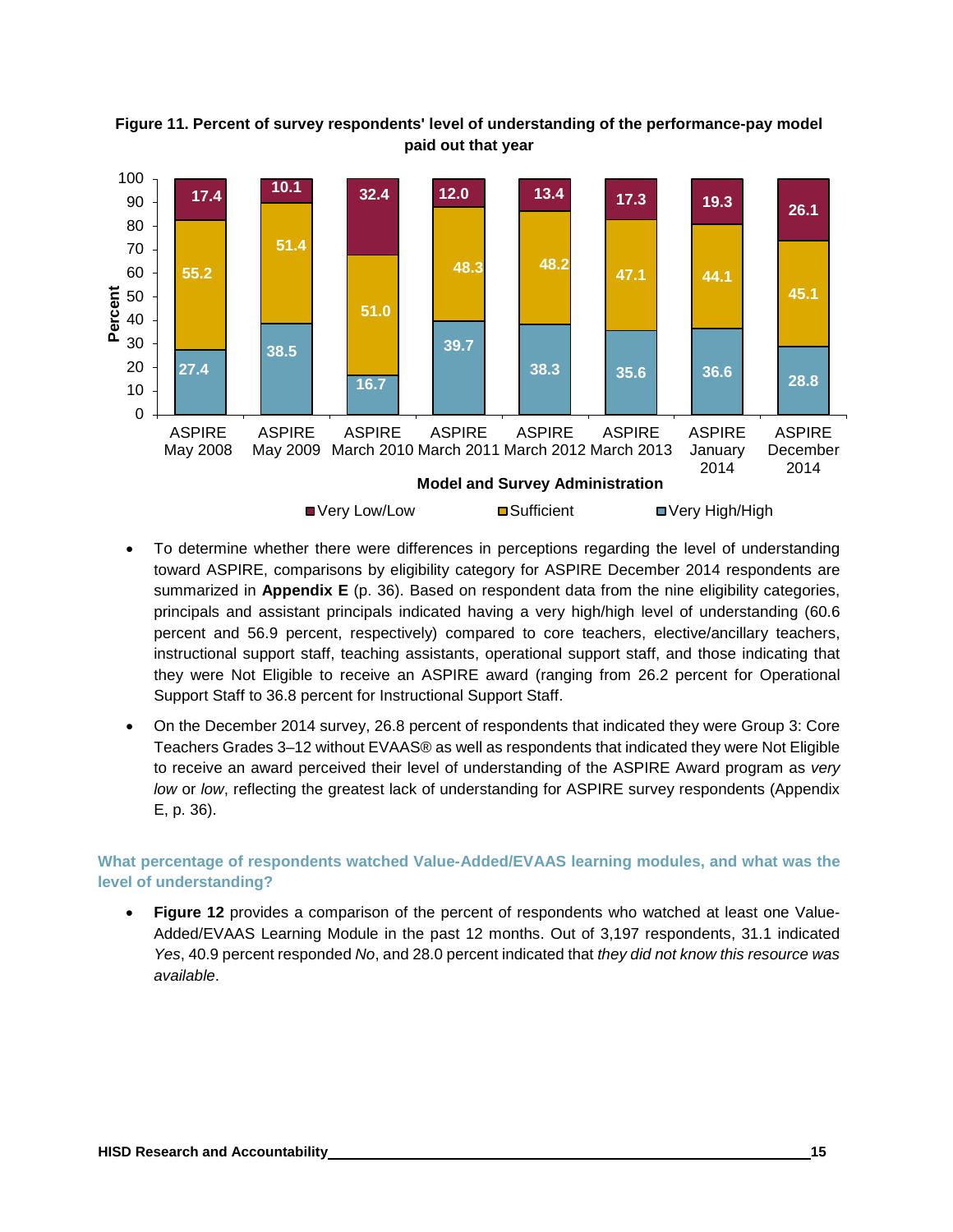**Figure 11. Percent of survey respondents' level of understanding of the performance-pay model paid out that year**

| Model and Survey Administration | Very Low/Low | Sufficient | Very High/High |
|---|---|---|---|
| ASPIRE May 2008 | 17.4 | 55.2 | 27.4 |
| ASPIRE May 2009 | 10.1 | 51.4 | 38.5 |
| ASPIRE March 2010 | 32.4 | 51.0 | 16.7 |
| ASPIRE March 2011 | 12.0 | 48.3 | 39.7 |
| ASPIRE March 2012 | 13.4 | 48.2 | 38.3 |
| ASPIRE March 2013 | 17.3 | 47.1 | 35.6 |
| ASPIRE January 2014 | 19.3 | 44.1 | 36.6 |
| ASPIRE December 2014 | 26.1 | 45.1 | 28.8 |

- To determine whether there were differences in perceptions regarding the level of understanding toward ASPIRE, comparisons by eligibility category for ASPIRE December 2014 respondents are summarized in **Appendix E** (p. 36). Based on respondent data from the nine eligibility categories, principals and assistant principals indicated having a very high/high level of understanding (60.6 percent and 56.9 percent, respectively) compared to core teachers, elective/ancillary teachers, instructional support staff, teaching assistants, operational support staff, and those indicating that they were Not Eligible to receive an ASPIRE award (ranging from 26.2 percent for Operational Support Staff to 36.8 percent for Instructional Support Staff.

- On the December 2014 survey, 26.8 percent of respondents that indicated they were Group 3: Core Teachers Grades 3–12 without EVAAS® as well as respondents that indicated they were Not Eligible to receive an award perceived their level of understanding of the ASPIRE Award program as *very low* or *low*, reflecting the greatest lack of understanding for ASPIRE survey respondents (Appendix E, p. 36).

### What percentage of respondents watched Value-Added/EVAAS learning modules, and what was the level of understanding?

- **Figure 12** provides a comparison of the percent of respondents who watched at least one Value-Added/EVAAS Learning Module in the past 12 months. Out of 3,197 respondents, 31.1 indicated *Yes*, 40.9 percent responded *No*, and 28.0 percent indicated that *they did not know this resource was available*.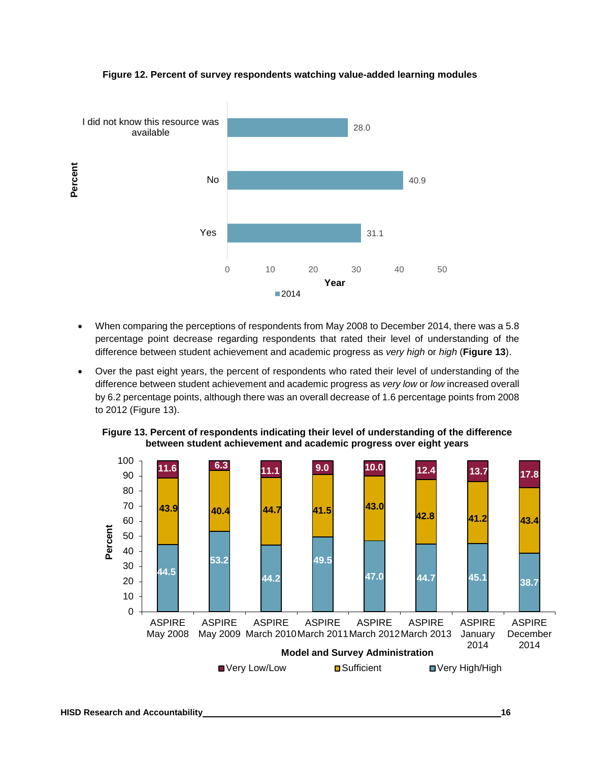**Figure 12. Percent of survey respondents watching value-added learning modules**

| Response | 2014 |
|---|---|
| I did not know this resource was available | 28.0 |
| No | 40.9 |
| Yes | 31.1 |

- When comparing the perceptions of respondents from May 2008 to December 2014, there was a 5.8 percentage point decrease regarding respondents that rated their level of understanding of the difference between student achievement and academic progress as *very high* or *high* (**Figure 13**).
- Over the past eight years, the percent of respondents who rated their level of understanding of the difference between student achievement and academic progress as *very low* or *low* increased overall by 6.2 percentage points, although there was an overall decrease of 1.6 percentage points from 2008 to 2012 (Figure 13).

**Figure 13. Percent of respondents indicating their level of understanding of the difference between student achievement and academic progress over eight years**

| Model and Survey Administration | Very Low/Low | Sufficient | Very High/High |
|---|---|---|---|
| ASPIRE May 2008 | 11.6 | 43.9 | 44.5 |
| ASPIRE May 2009 | 6.3 | 40.4 | 53.2 |
| ASPIRE March 2010 | 11.1 | 44.7 | 44.2 |
| ASPIRE March 2011 | 9.0 | 41.5 | 49.5 |
| ASPIRE March 2012 | 10.0 | 43.0 | 47.0 |
| ASPIRE March 2013 | 12.4 | 42.8 | 44.7 |
| ASPIRE January 2014 | 13.7 | 41.2 | 45.1 |
| ASPIRE December 2014 | 17.8 | 43.4 | 38.7 |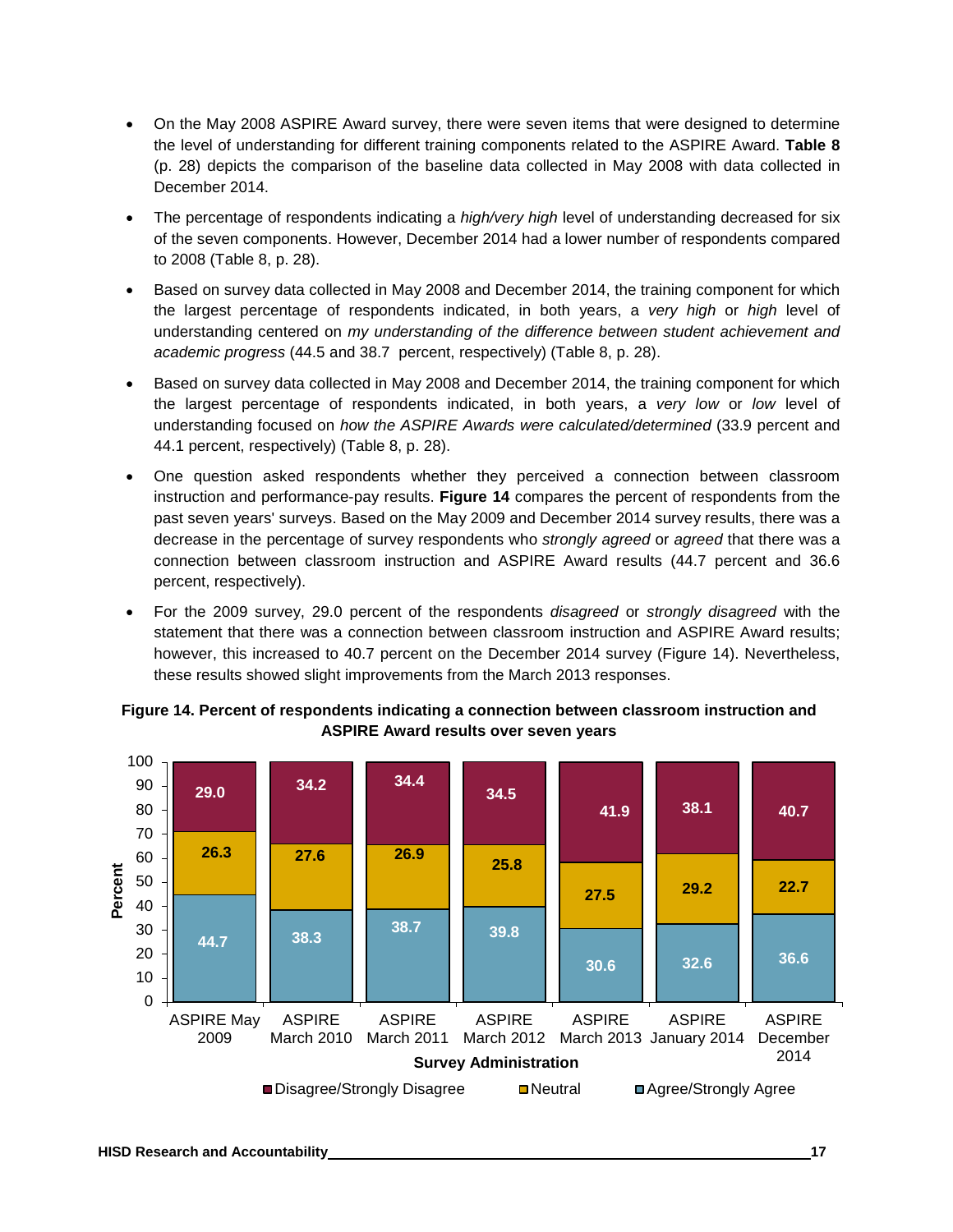- On the May 2008 ASPIRE Award survey, there were seven items that were designed to determine the level of understanding for different training components related to the ASPIRE Award. **Table 8** (p. 28) depicts the comparison of the baseline data collected in May 2008 with data collected in December 2014.
- The percentage of respondents indicating a *high/very high* level of understanding decreased for six of the seven components. However, December 2014 had a lower number of respondents compared to 2008 (Table 8, p. 28).
- Based on survey data collected in May 2008 and December 2014, the training component for which the largest percentage of respondents indicated, in both years, a *very high* or *high* level of understanding centered on *my understanding of the difference between student achievement and academic progress* (44.5 and 38.7 percent, respectively) (Table 8, p. 28).
- Based on survey data collected in May 2008 and December 2014, the training component for which the largest percentage of respondents indicated, in both years, a *very low* or *low* level of understanding focused on *how the ASPIRE Awards were calculated/determined* (33.9 percent and 44.1 percent, respectively) (Table 8, p. 28).
- One question asked respondents whether they perceived a connection between classroom instruction and performance-pay results. **Figure 14** compares the percent of respondents from the past seven years' surveys. Based on the May 2009 and December 2014 survey results, there was a decrease in the percentage of survey respondents who *strongly agreed* or *agreed* that there was a connection between classroom instruction and ASPIRE Award results (44.7 percent and 36.6 percent, respectively).
- For the 2009 survey, 29.0 percent of the respondents *disagreed* or *strongly disagreed* with the statement that there was a connection between classroom instruction and ASPIRE Award results; however, this increased to 40.7 percent on the December 2014 survey (Figure 14). Nevertheless, these results showed slight improvements from the March 2013 responses.

**Figure 14. Percent of respondents indicating a connection between classroom instruction and ASPIRE Award results over seven years**

| Survey Administration | Disagree/Strongly Disagree | Neutral | Agree/Strongly Agree |
|---|---|---|---|
| ASPIRE May 2009 | 29.0 | 26.3 | 44.7 |
| ASPIRE March 2010 | 34.2 | 27.6 | 38.3 |
| ASPIRE March 2011 | 34.4 | 26.9 | 38.7 |
| ASPIRE March 2012 | 34.5 | 25.8 | 39.8 |
| ASPIRE March 2013 | 41.9 | 27.5 | 30.6 |
| ASPIRE January 2014 | 38.1 | 29.2 | 32.6 |
| ASPIRE December 2014 | 40.7 | 22.7 | 36.6 |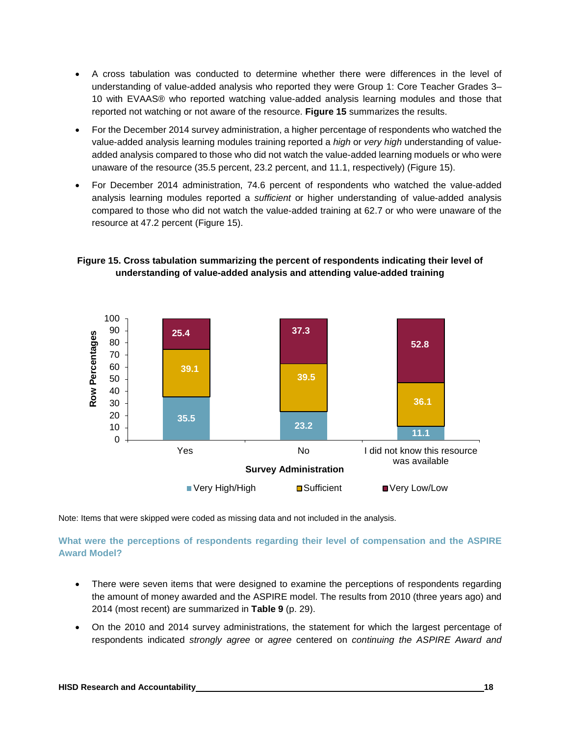- A cross tabulation was conducted to determine whether there were differences in the level of understanding of value-added analysis who reported they were Group 1: Core Teacher Grades 3–10 with EVAAS® who reported watching value-added analysis learning modules and those that reported not watching or not aware of the resource. **Figure 15** summarizes the results.
- For the December 2014 survey administration, a higher percentage of respondents who watched the value-added analysis learning modules training reported a *high* or *very high* understanding of value-added analysis compared to those who did not watch the value-added learning moduels or who were unaware of the resource (35.5 percent, 23.2 percent, and 11.1, respectively) (Figure 15).
- For December 2014 administration, 74.6 percent of respondents who watched the value-added analysis learning modules reported a *sufficient* or higher understanding of value-added analysis compared to those who did not watch the value-added training at 62.7 or who were unaware of the resource at 47.2 percent (Figure 15).

**Figure 15. Cross tabulation summarizing the percent of respondents indicating their level of understanding of value-added analysis and attending value-added training**

| Survey Administration | Very High/High | Sufficient | Very Low/Low |
|---|---|---|---|
| Yes | 35.5 | 39.1 | 25.4 |
| No | 23.2 | 39.5 | 37.3 |
| I did not know this resource was available | 11.1 | 36.1 | 52.8 |

Note: Items that were skipped were coded as missing data and not included in the analysis.

### What were the perceptions of respondents regarding their level of compensation and the ASPIRE Award Model?

- There were seven items that were designed to examine the perceptions of respondents regarding the amount of money awarded and the ASPIRE model. The results from 2010 (three years ago) and 2014 (most recent) are summarized in **Table 9** (p. 29).
- On the 2010 and 2014 survey administrations, the statement for which the largest percentage of respondents indicated *strongly agree* or *agree* centered on *continuing the ASPIRE Award and*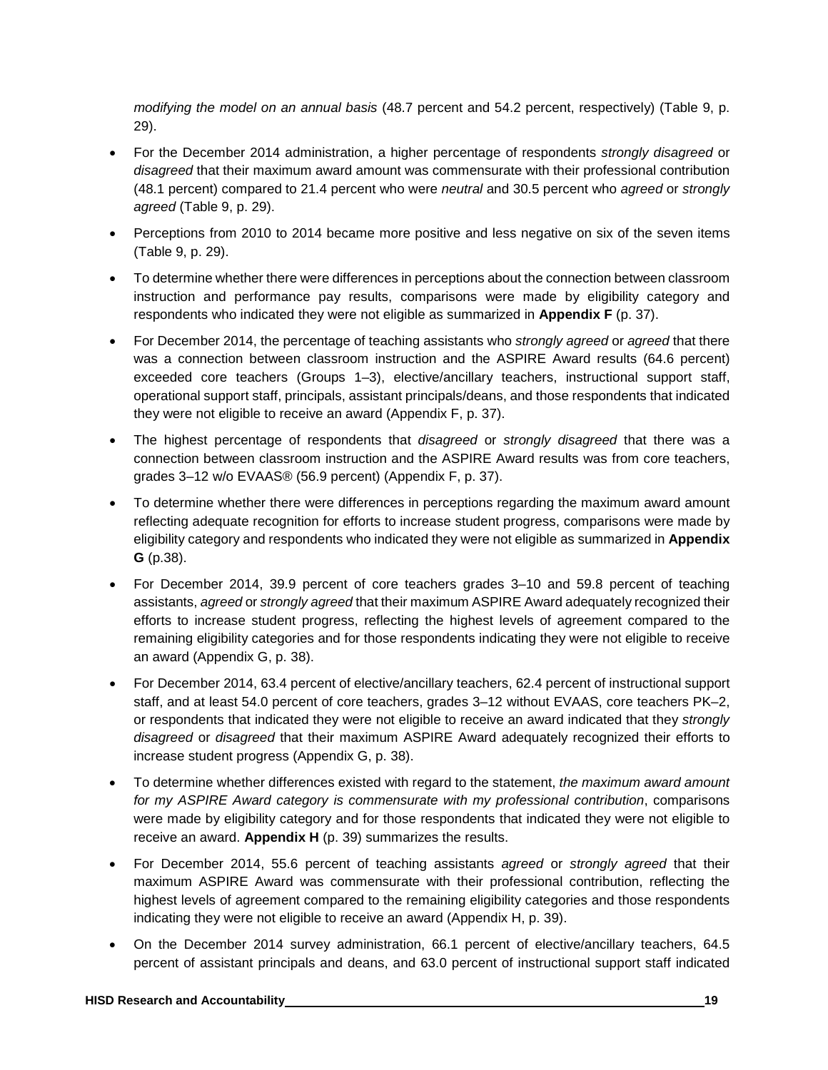*modifying the model on an annual basis* (48.7 percent and 54.2 percent, respectively) (Table 9, p. 29).

- For the December 2014 administration, a higher percentage of respondents *strongly disagreed* or *disagreed* that their maximum award amount was commensurate with their professional contribution (48.1 percent) compared to 21.4 percent who were *neutral* and 30.5 percent who *agreed* or *strongly agreed* (Table 9, p. 29).
- Perceptions from 2010 to 2014 became more positive and less negative on six of the seven items (Table 9, p. 29).
- To determine whether there were differences in perceptions about the connection between classroom instruction and performance pay results, comparisons were made by eligibility category and respondents who indicated they were not eligible as summarized in **Appendix F** (p. 37).
- For December 2014, the percentage of teaching assistants who *strongly agreed* or *agreed* that there was a connection between classroom instruction and the ASPIRE Award results (64.6 percent) exceeded core teachers (Groups 1–3), elective/ancillary teachers, instructional support staff, operational support staff, principals, assistant principals/deans, and those respondents that indicated they were not eligible to receive an award (Appendix F, p. 37).
- The highest percentage of respondents that *disagreed* or *strongly disagreed* that there was a connection between classroom instruction and the ASPIRE Award results was from core teachers, grades 3–12 w/o EVAAS® (56.9 percent) (Appendix F, p. 37).
- To determine whether there were differences in perceptions regarding the maximum award amount reflecting adequate recognition for efforts to increase student progress, comparisons were made by eligibility category and respondents who indicated they were not eligible as summarized in **Appendix G** (p.38).
- For December 2014, 39.9 percent of core teachers grades 3–10 and 59.8 percent of teaching assistants, *agreed* or *strongly agreed* that their maximum ASPIRE Award adequately recognized their efforts to increase student progress, reflecting the highest levels of agreement compared to the remaining eligibility categories and for those respondents indicating they were not eligible to receive an award (Appendix G, p. 38).
- For December 2014, 63.4 percent of elective/ancillary teachers, 62.4 percent of instructional support staff, and at least 54.0 percent of core teachers, grades 3–12 without EVAAS, core teachers PK–2, or respondents that indicated they were not eligible to receive an award indicated that they *strongly disagreed* or *disagreed* that their maximum ASPIRE Award adequately recognized their efforts to increase student progress (Appendix G, p. 38).
- To determine whether differences existed with regard to the statement, *the maximum award amount for my ASPIRE Award category is commensurate with my professional contribution*, comparisons were made by eligibility category and for those respondents that indicated they were not eligible to receive an award. **Appendix H** (p. 39) summarizes the results.
- For December 2014, 55.6 percent of teaching assistants *agreed* or *strongly agreed* that their maximum ASPIRE Award was commensurate with their professional contribution, reflecting the highest levels of agreement compared to the remaining eligibility categories and those respondents indicating they were not eligible to receive an award (Appendix H, p. 39).
- On the December 2014 survey administration, 66.1 percent of elective/ancillary teachers, 64.5 percent of assistant principals and deans, and 63.0 percent of instructional support staff indicated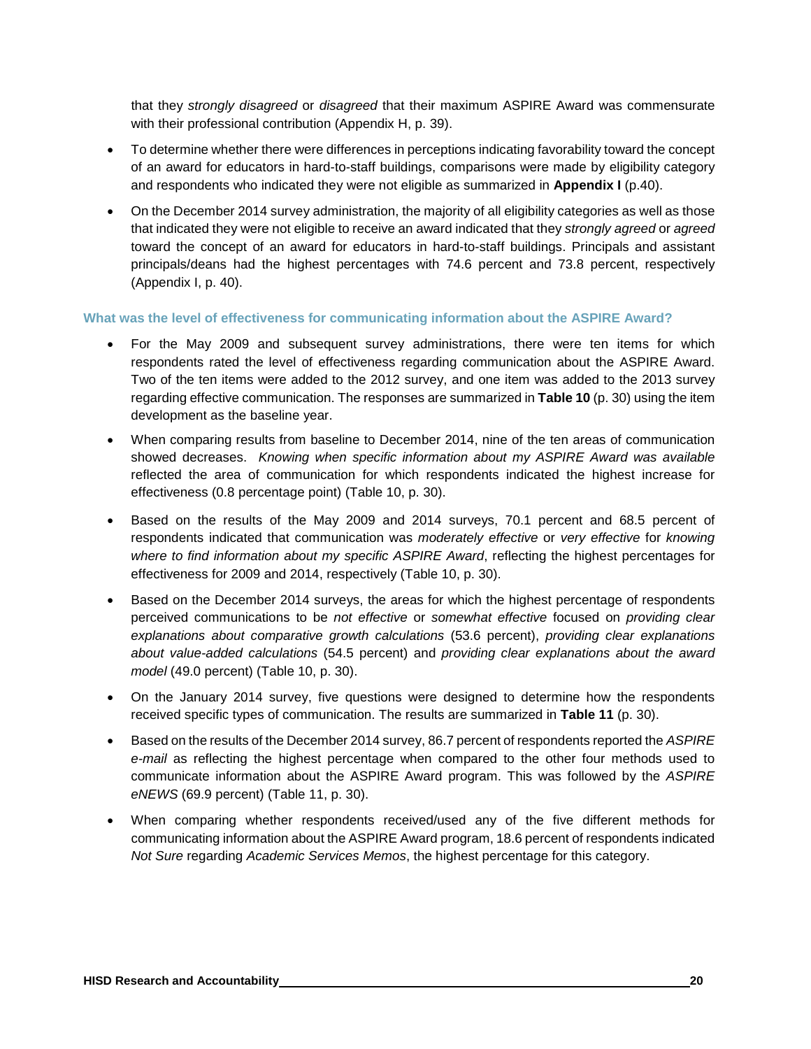that they *strongly disagreed* or *disagreed* that their maximum ASPIRE Award was commensurate with their professional contribution (Appendix H, p. 39).

- To determine whether there were differences in perceptions indicating favorability toward the concept of an award for educators in hard-to-staff buildings, comparisons were made by eligibility category and respondents who indicated they were not eligible as summarized in **Appendix I** (p.40).
- On the December 2014 survey administration, the majority of all eligibility categories as well as those that indicated they were not eligible to receive an award indicated that they *strongly agreed* or *agreed* toward the concept of an award for educators in hard-to-staff buildings. Principals and assistant principals/deans had the highest percentages with 74.6 percent and 73.8 percent, respectively (Appendix I, p. 40).

### What was the level of effectiveness for communicating information about the ASPIRE Award?

- For the May 2009 and subsequent survey administrations, there were ten items for which respondents rated the level of effectiveness regarding communication about the ASPIRE Award. Two of the ten items were added to the 2012 survey, and one item was added to the 2013 survey regarding effective communication. The responses are summarized in **Table 10** (p. 30) using the item development as the baseline year.
- When comparing results from baseline to December 2014, nine of the ten areas of communication showed decreases. *Knowing when specific information about my ASPIRE Award was available* reflected the area of communication for which respondents indicated the highest increase for effectiveness (0.8 percentage point) (Table 10, p. 30).
- Based on the results of the May 2009 and 2014 surveys, 70.1 percent and 68.5 percent of respondents indicated that communication was *moderately effective* or *very effective* for *knowing where to find information about my specific ASPIRE Award*, reflecting the highest percentages for effectiveness for 2009 and 2014, respectively (Table 10, p. 30).
- Based on the December 2014 surveys, the areas for which the highest percentage of respondents perceived communications to be *not effective* or *somewhat effective* focused on *providing clear explanations about comparative growth calculations* (53.6 percent), *providing clear explanations about value-added calculations* (54.5 percent) and *providing clear explanations about the award model* (49.0 percent) (Table 10, p. 30).
- On the January 2014 survey, five questions were designed to determine how the respondents received specific types of communication. The results are summarized in **Table 11** (p. 30).
- Based on the results of the December 2014 survey, 86.7 percent of respondents reported the *ASPIRE e-mail* as reflecting the highest percentage when compared to the other four methods used to communicate information about the ASPIRE Award program. This was followed by the *ASPIRE eNEWS* (69.9 percent) (Table 11, p. 30).
- When comparing whether respondents received/used any of the five different methods for communicating information about the ASPIRE Award program, 18.6 percent of respondents indicated *Not Sure* regarding *Academic Services Memos*, the highest percentage for this category.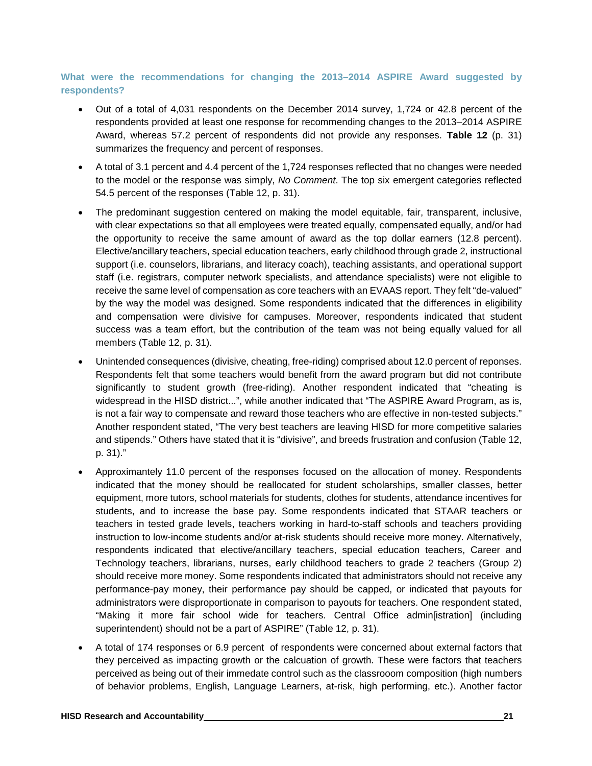### What were the recommendations for changing the 2013–2014 ASPIRE Award suggested by respondents?

- Out of a total of 4,031 respondents on the December 2014 survey, 1,724 or 42.8 percent of the respondents provided at least one response for recommending changes to the 2013–2014 ASPIRE Award, whereas 57.2 percent of respondents did not provide any responses. **Table 12** (p. 31) summarizes the frequency and percent of responses.
- A total of 3.1 percent and 4.4 percent of the 1,724 responses reflected that no changes were needed to the model or the response was simply, *No Comment*. The top six emergent categories reflected 54.5 percent of the responses (Table 12, p. 31).
- The predominant suggestion centered on making the model equitable, fair, transparent, inclusive, with clear expectations so that all employees were treated equally, compensated equally, and/or had the opportunity to receive the same amount of award as the top dollar earners (12.8 percent). Elective/ancillary teachers, special education teachers, early childhood through grade 2, instructional support (i.e. counselors, librarians, and literacy coach), teaching assistants, and operational support staff (i.e. registrars, computer network specialists, and attendance specialists) were not eligible to receive the same level of compensation as core teachers with an EVAAS report. They felt "de-valued" by the way the model was designed. Some respondents indicated that the differences in eligibility and compensation were divisive for campuses. Moreover, respondents indicated that student success was a team effort, but the contribution of the team was not being equally valued for all members (Table 12, p. 31).
- Unintended consequences (divisive, cheating, free-riding) comprised about 12.0 percent of reponses. Respondents felt that some teachers would benefit from the award program but did not contribute significantly to student growth (free-riding). Another respondent indicated that "cheating is widespread in the HISD district...", while another indicated that "The ASPIRE Award Program, as is, is not a fair way to compensate and reward those teachers who are effective in non-tested subjects." Another respondent stated, "The very best teachers are leaving HISD for more competitive salaries and stipends." Others have stated that it is "divisive", and breeds frustration and confusion (Table 12, p. 31)."
- Approximantely 11.0 percent of the responses focused on the allocation of money. Respondents indicated that the money should be reallocated for student scholarships, smaller classes, better equipment, more tutors, school materials for students, clothes for students, attendance incentives for students, and to increase the base pay. Some respondents indicated that STAAR teachers or teachers in tested grade levels, teachers working in hard-to-staff schools and teachers providing instruction to low-income students and/or at-risk students should receive more money. Alternatively, respondents indicated that elective/ancillary teachers, special education teachers, Career and Technology teachers, librarians, nurses, early childhood teachers to grade 2 teachers (Group 2) should receive more money. Some respondents indicated that administrators should not receive any performance-pay money, their performance pay should be capped, or indicated that payouts for administrators were disproportionate in comparison to payouts for teachers. One respondent stated, "Making it more fair school wide for teachers. Central Office admin[istration] (including superintendent) should not be a part of ASPIRE" (Table 12, p. 31).
- A total of 174 responses or 6.9 percent of respondents were concerned about external factors that they perceived as impacting growth or the calcuation of growth. These were factors that teachers perceived as being out of their immedate control such as the classrooom composition (high numbers of behavior problems, English, Language Learners, at-risk, high performing, etc.). Another factor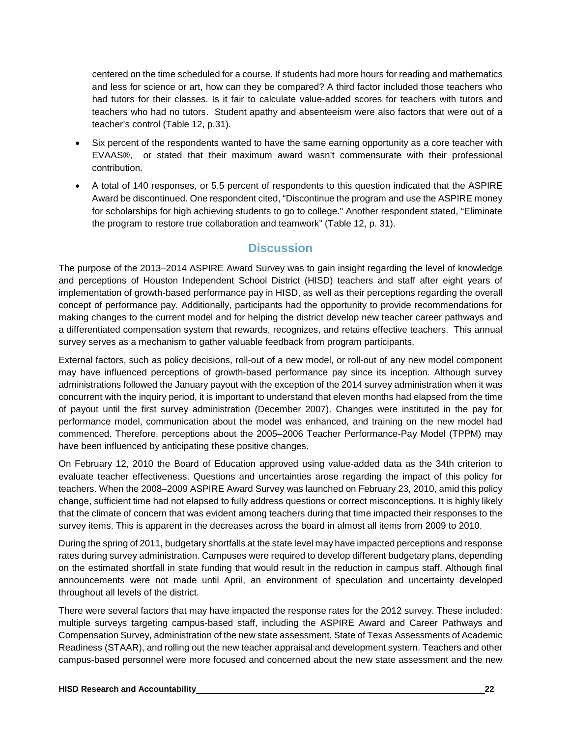centered on the time scheduled for a course. If students had more hours for reading and mathematics and less for science or art, how can they be compared? A third factor included those teachers who had tutors for their classes. Is it fair to calculate value-added scores for teachers with tutors and teachers who had no tutors. Student apathy and absenteeism were also factors that were out of a teacher's control (Table 12, p.31).

- Six percent of the respondents wanted to have the same earning opportunity as a core teacher with EVAAS®, or stated that their maximum award wasn't commensurate with their professional contribution.
- A total of 140 responses, or 5.5 percent of respondents to this question indicated that the ASPIRE Award be discontinued. One respondent cited, "Discontinue the program and use the ASPIRE money for scholarships for high achieving students to go to college." Another respondent stated, "Eliminate the program to restore true collaboration and teamwork" (Table 12, p. 31).

## Discussion

The purpose of the 2013–2014 ASPIRE Award Survey was to gain insight regarding the level of knowledge and perceptions of Houston Independent School District (HISD) teachers and staff after eight years of implementation of growth-based performance pay in HISD, as well as their perceptions regarding the overall concept of performance pay. Additionally, participants had the opportunity to provide recommendations for making changes to the current model and for helping the district develop new teacher career pathways and a differentiated compensation system that rewards, recognizes, and retains effective teachers. This annual survey serves as a mechanism to gather valuable feedback from program participants.

External factors, such as policy decisions, roll-out of a new model, or roll-out of any new model component may have influenced perceptions of growth-based performance pay since its inception. Although survey administrations followed the January payout with the exception of the 2014 survey administration when it was concurrent with the inquiry period, it is important to understand that eleven months had elapsed from the time of payout until the first survey administration (December 2007). Changes were instituted in the pay for performance model, communication about the model was enhanced, and training on the new model had commenced. Therefore, perceptions about the 2005–2006 Teacher Performance-Pay Model (TPPM) may have been influenced by anticipating these positive changes.

On February 12, 2010 the Board of Education approved using value-added data as the 34th criterion to evaluate teacher effectiveness. Questions and uncertainties arose regarding the impact of this policy for teachers. When the 2008–2009 ASPIRE Award Survey was launched on February 23, 2010, amid this policy change, sufficient time had not elapsed to fully address questions or correct misconceptions. It is highly likely that the climate of concern that was evident among teachers during that time impacted their responses to the survey items. This is apparent in the decreases across the board in almost all items from 2009 to 2010.

During the spring of 2011, budgetary shortfalls at the state level may have impacted perceptions and response rates during survey administration. Campuses were required to develop different budgetary plans, depending on the estimated shortfall in state funding that would result in the reduction in campus staff. Although final announcements were not made until April, an environment of speculation and uncertainty developed throughout all levels of the district.

There were several factors that may have impacted the response rates for the 2012 survey. These included: multiple surveys targeting campus-based staff, including the ASPIRE Award and Career Pathways and Compensation Survey, administration of the new state assessment, State of Texas Assessments of Academic Readiness (STAAR), and rolling out the new teacher appraisal and development system. Teachers and other campus-based personnel were more focused and concerned about the new state assessment and the new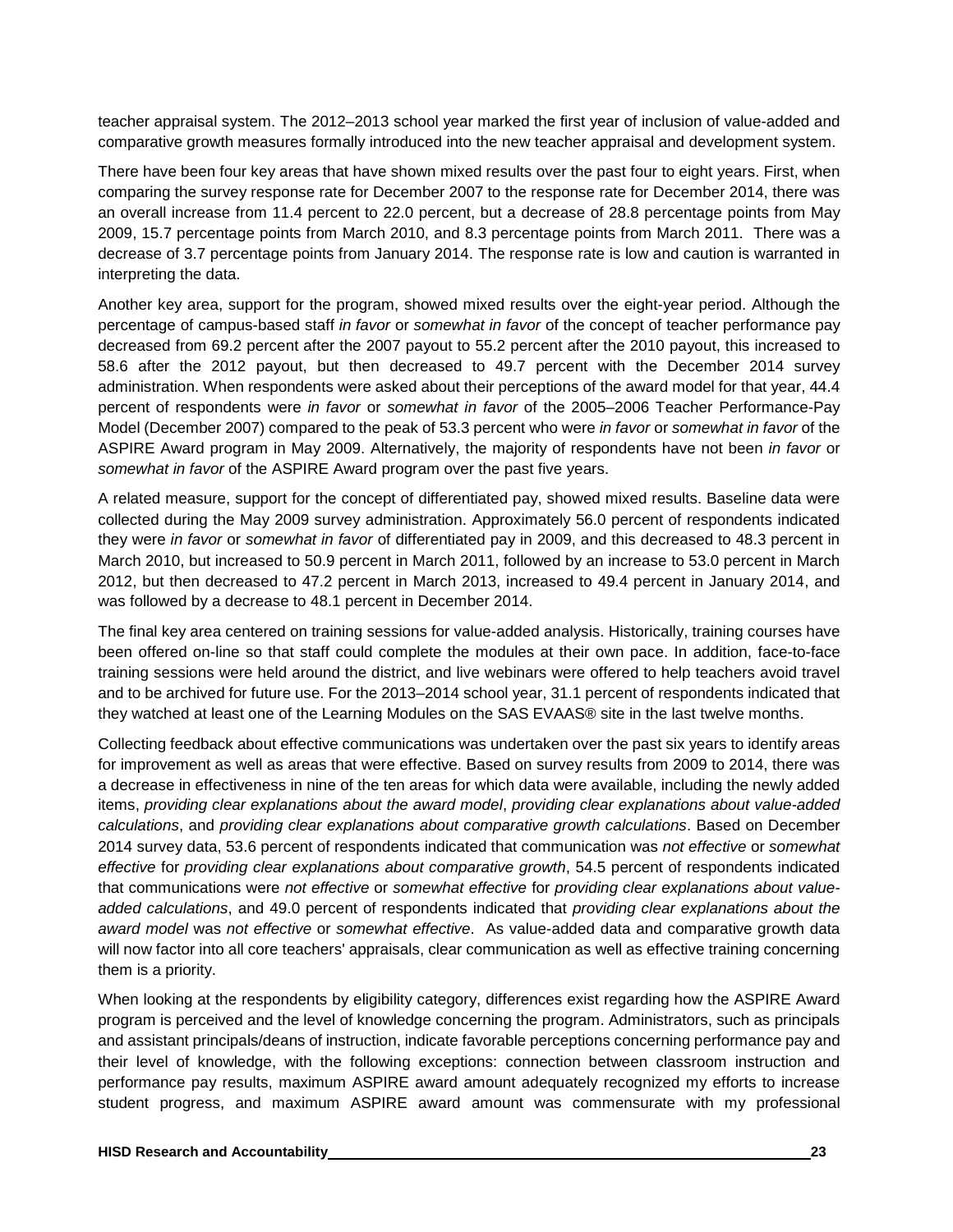teacher appraisal system. The 2012–2013 school year marked the first year of inclusion of value-added and comparative growth measures formally introduced into the new teacher appraisal and development system.

There have been four key areas that have shown mixed results over the past four to eight years. First, when comparing the survey response rate for December 2007 to the response rate for December 2014, there was an overall increase from 11.4 percent to 22.0 percent, but a decrease of 28.8 percentage points from May 2009, 15.7 percentage points from March 2010, and 8.3 percentage points from March 2011. There was a decrease of 3.7 percentage points from January 2014. The response rate is low and caution is warranted in interpreting the data.

Another key area, support for the program, showed mixed results over the eight-year period. Although the percentage of campus-based staff *in favor* or *somewhat in favor* of the concept of teacher performance pay decreased from 69.2 percent after the 2007 payout to 55.2 percent after the 2010 payout, this increased to 58.6 after the 2012 payout, but then decreased to 49.7 percent with the December 2014 survey administration. When respondents were asked about their perceptions of the award model for that year, 44.4 percent of respondents were *in favor* or *somewhat in favor* of the 2005–2006 Teacher Performance-Pay Model (December 2007) compared to the peak of 53.3 percent who were *in favor* or *somewhat in favor* of the ASPIRE Award program in May 2009. Alternatively, the majority of respondents have not been *in favor* or *somewhat in favor* of the ASPIRE Award program over the past five years.

A related measure, support for the concept of differentiated pay, showed mixed results. Baseline data were collected during the May 2009 survey administration. Approximately 56.0 percent of respondents indicated they were *in favor* or *somewhat in favor* of differentiated pay in 2009, and this decreased to 48.3 percent in March 2010, but increased to 50.9 percent in March 2011, followed by an increase to 53.0 percent in March 2012, but then decreased to 47.2 percent in March 2013, increased to 49.4 percent in January 2014, and was followed by a decrease to 48.1 percent in December 2014.

The final key area centered on training sessions for value-added analysis. Historically, training courses have been offered on-line so that staff could complete the modules at their own pace. In addition, face-to-face training sessions were held around the district, and live webinars were offered to help teachers avoid travel and to be archived for future use. For the 2013–2014 school year, 31.1 percent of respondents indicated that they watched at least one of the Learning Modules on the SAS EVAAS® site in the last twelve months.

Collecting feedback about effective communications was undertaken over the past six years to identify areas for improvement as well as areas that were effective. Based on survey results from 2009 to 2014, there was a decrease in effectiveness in nine of the ten areas for which data were available, including the newly added items, *providing clear explanations about the award model*, *providing clear explanations about value-added calculations*, and *providing clear explanations about comparative growth calculations*. Based on December 2014 survey data, 53.6 percent of respondents indicated that communication was *not effective* or *somewhat effective* for *providing clear explanations about comparative growth*, 54.5 percent of respondents indicated that communications were *not effective* or *somewhat effective* for *providing clear explanations about value-added calculations*, and 49.0 percent of respondents indicated that *providing clear explanations about the award model* was *not effective* or *somewhat effective*. As value-added data and comparative growth data will now factor into all core teachers' appraisals, clear communication as well as effective training concerning them is a priority.

When looking at the respondents by eligibility category, differences exist regarding how the ASPIRE Award program is perceived and the level of knowledge concerning the program. Administrators, such as principals and assistant principals/deans of instruction, indicate favorable perceptions concerning performance pay and their level of knowledge, with the following exceptions: connection between classroom instruction and performance pay results, maximum ASPIRE award amount adequately recognized my efforts to increase student progress, and maximum ASPIRE award amount was commensurate with my professional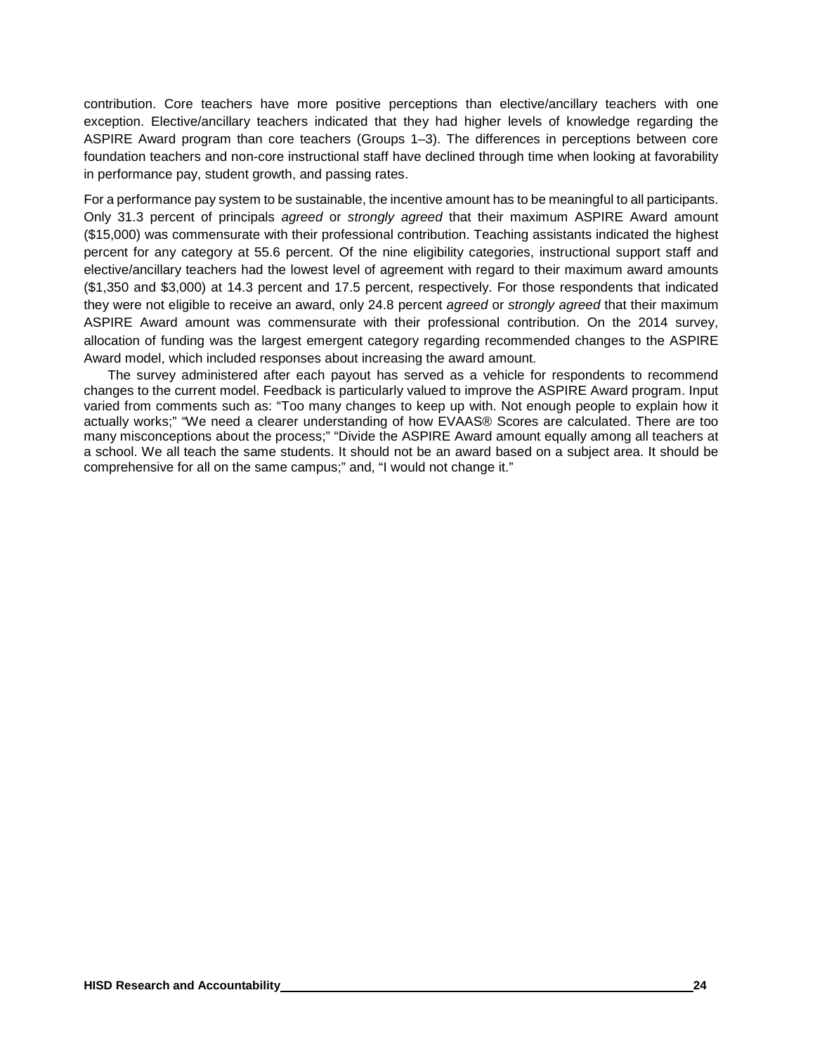contribution. Core teachers have more positive perceptions than elective/ancillary teachers with one exception. Elective/ancillary teachers indicated that they had higher levels of knowledge regarding the ASPIRE Award program than core teachers (Groups 1–3). The differences in perceptions between core foundation teachers and non-core instructional staff have declined through time when looking at favorability in performance pay, student growth, and passing rates.

For a performance pay system to be sustainable, the incentive amount has to be meaningful to all participants. Only 31.3 percent of principals *agreed* or *strongly agreed* that their maximum ASPIRE Award amount ($15,000) was commensurate with their professional contribution. Teaching assistants indicated the highest percent for any category at 55.6 percent. Of the nine eligibility categories, instructional support staff and elective/ancillary teachers had the lowest level of agreement with regard to their maximum award amounts ($1,350 and $3,000) at 14.3 percent and 17.5 percent, respectively. For those respondents that indicated they were not eligible to receive an award, only 24.8 percent *agreed* or *strongly agreed* that their maximum ASPIRE Award amount was commensurate with their professional contribution. On the 2014 survey, allocation of funding was the largest emergent category regarding recommended changes to the ASPIRE Award model, which included responses about increasing the award amount.

The survey administered after each payout has served as a vehicle for respondents to recommend changes to the current model. Feedback is particularly valued to improve the ASPIRE Award program. Input varied from comments such as: "Too many changes to keep up with. Not enough people to explain how it actually works;" "We need a clearer understanding of how EVAAS® Scores are calculated. There are too many misconceptions about the process;" "Divide the ASPIRE Award amount equally among all teachers at a school. We all teach the same students. It should not be an award based on a subject area. It should be comprehensive for all on the same campus;" and, "I would not change it."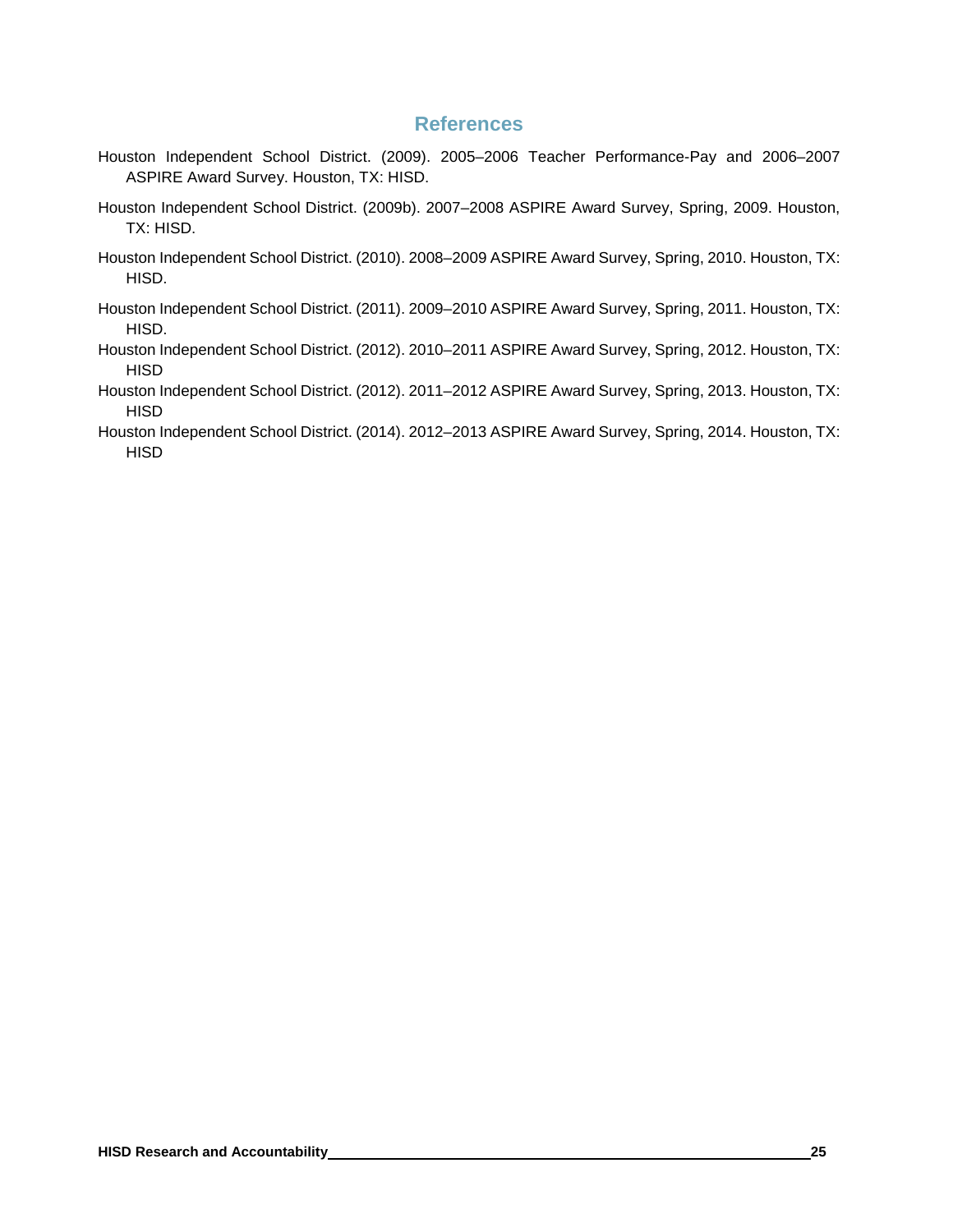# References

Houston Independent School District. (2009). 2005–2006 Teacher Performance-Pay and 2006–2007 ASPIRE Award Survey. Houston, TX: HISD.

Houston Independent School District. (2009b). 2007–2008 ASPIRE Award Survey, Spring, 2009. Houston, TX: HISD.

Houston Independent School District. (2010). 2008–2009 ASPIRE Award Survey, Spring, 2010. Houston, TX: HISD.

Houston Independent School District. (2011). 2009–2010 ASPIRE Award Survey, Spring, 2011. Houston, TX: HISD.

Houston Independent School District. (2012). 2010–2011 ASPIRE Award Survey, Spring, 2012. Houston, TX: HISD

Houston Independent School District. (2012). 2011–2012 ASPIRE Award Survey, Spring, 2013. Houston, TX: HISD

Houston Independent School District. (2014). 2012–2013 ASPIRE Award Survey, Spring, 2014. Houston, TX: HISD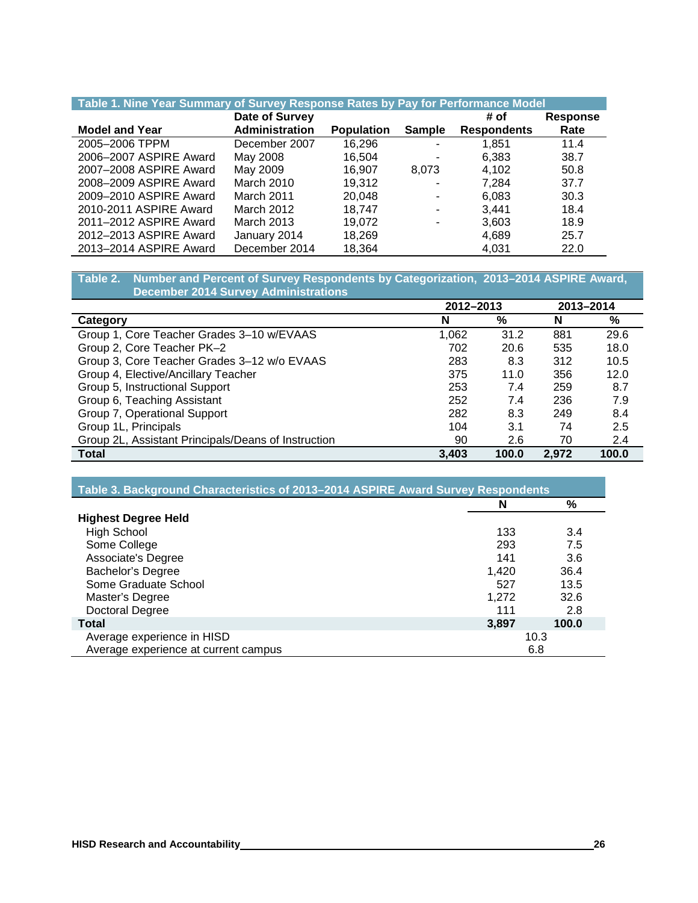**Table 1. Nine Year Summary of Survey Response Rates by Pay for Performance Model**

| Model and Year | Date of Survey Administration | Population | Sample | # of Respondents | Response Rate |
|---|---|---|---|---|---|
| 2005–2006 TPPM | December 2007 | 16,296 | - | 1,851 | 11.4 |
| 2006–2007 ASPIRE Award | May 2008 | 16,504 | - | 6,383 | 38.7 |
| 2007–2008 ASPIRE Award | May 2009 | 16,907 | 8,073 | 4,102 | 50.8 |
| 2008–2009 ASPIRE Award | March 2010 | 19,312 | - | 7,284 | 37.7 |
| 2009–2010 ASPIRE Award | March 2011 | 20,048 | - | 6,083 | 30.3 |
| 2010-2011 ASPIRE Award | March 2012 | 18,747 | - | 3,441 | 18.4 |
| 2011–2012 ASPIRE Award | March 2013 | 19,072 | - | 3,603 | 18.9 |
| 2012–2013 ASPIRE Award | January 2014 | 18,269 | | 4,689 | 25.7 |
| 2013–2014 ASPIRE Award | December 2014 | 18,364 | | 4,031 | 22.0 |

**Table 2. Number and Percent of Survey Respondents by Categorization, 2013–2014 ASPIRE Award, December 2014 Survey Administrations**

| | 2012–2013 | | 2013–2014 | |
|---|---|---|---|---|
| **Category** | **N** | **%** | **N** | **%** |
| Group 1, Core Teacher Grades 3–10 w/EVAAS | 1,062 | 31.2 | 881 | 29.6 |
| Group 2, Core Teacher PK–2 | 702 | 20.6 | 535 | 18.0 |
| Group 3, Core Teacher Grades 3–12 w/o EVAAS | 283 | 8.3 | 312 | 10.5 |
| Group 4, Elective/Ancillary Teacher | 375 | 11.0 | 356 | 12.0 |
| Group 5, Instructional Support | 253 | 7.4 | 259 | 8.7 |
| Group 6, Teaching Assistant | 252 | 7.4 | 236 | 7.9 |
| Group 7, Operational Support | 282 | 8.3 | 249 | 8.4 |
| Group 1L, Principals | 104 | 3.1 | 74 | 2.5 |
| Group 2L, Assistant Principals/Deans of Instruction | 90 | 2.6 | 70 | 2.4 |
| **Total** | **3,403** | **100.0** | **2,972** | **100.0** |

**Table 3. Background Characteristics of 2013–2014 ASPIRE Award Survey Respondents**

| | N | % |
|---|---|---|
| **Highest Degree Held** | | |
| High School | 133 | 3.4 |
| Some College | 293 | 7.5 |
| Associate's Degree | 141 | 3.6 |
| Bachelor's Degree | 1,420 | 36.4 |
| Some Graduate School | 527 | 13.5 |
| Master's Degree | 1,272 | 32.6 |
| Doctoral Degree | 111 | 2.8 |
| **Total** | **3,897** | **100.0** |
| Average experience in HISD | 10.3 | |
| Average experience at current campus | 6.8 | |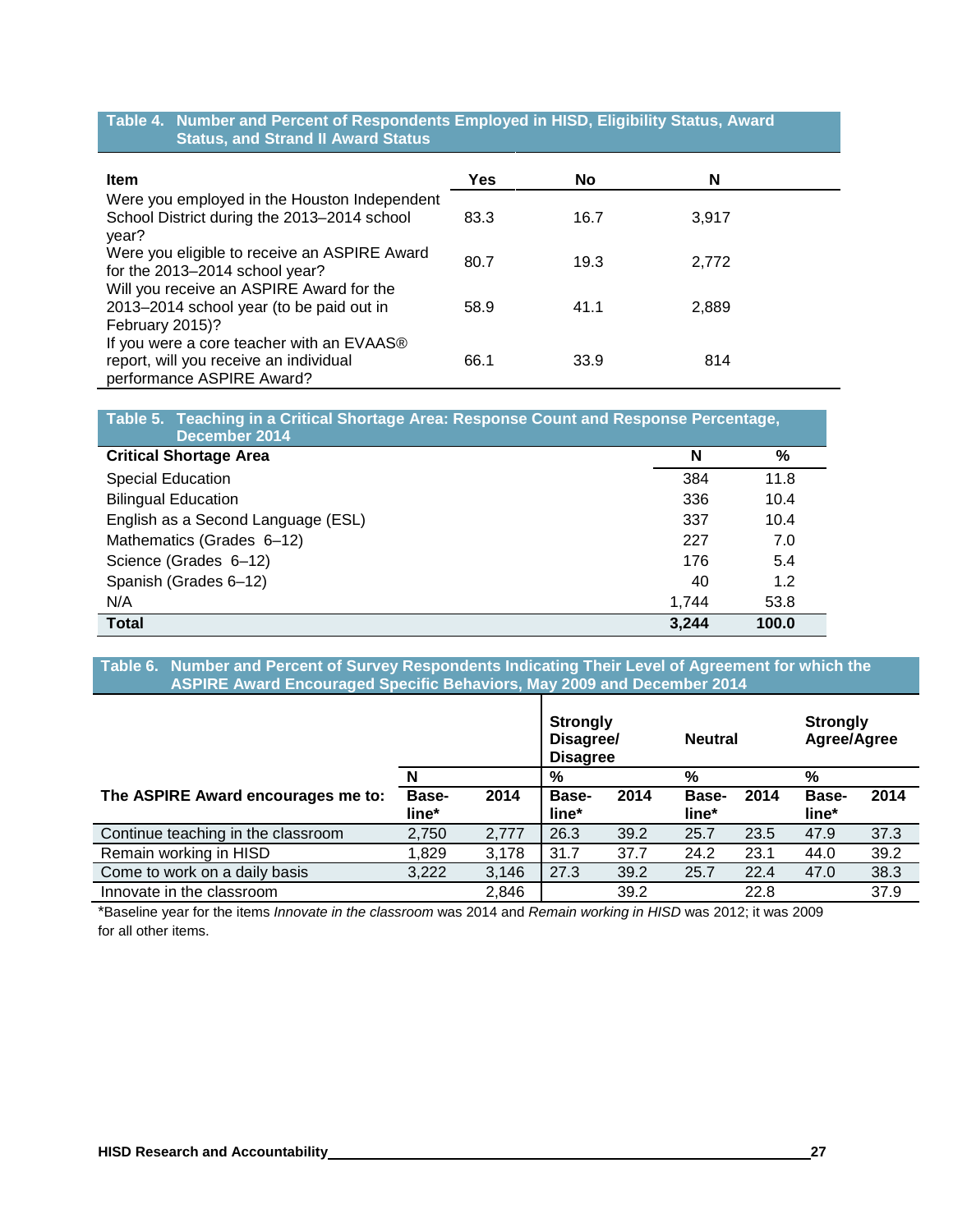**Table 4. Number and Percent of Respondents Employed in HISD, Eligibility Status, Award Status, and Strand II Award Status**

| Item | Yes | No | N |
|---|---|---|---|
| Were you employed in the Houston Independent School District during the 2013–2014 school year? | 83.3 | 16.7 | 3,917 |
| Were you eligible to receive an ASPIRE Award for the 2013–2014 school year? | 80.7 | 19.3 | 2,772 |
| Will you receive an ASPIRE Award for the 2013–2014 school year (to be paid out in February 2015)? | 58.9 | 41.1 | 2,889 |
| If you were a core teacher with an EVAAS® report, will you receive an individual performance ASPIRE Award? | 66.1 | 33.9 | 814 |

**Table 5. Teaching in a Critical Shortage Area: Response Count and Response Percentage, December 2014**

| Critical Shortage Area | N | % |
|---|---|---|
| Special Education | 384 | 11.8 |
| Bilingual Education | 336 | 10.4 |
| English as a Second Language (ESL) | 337 | 10.4 |
| Mathematics (Grades 6–12) | 227 | 7.0 |
| Science (Grades 6–12) | 176 | 5.4 |
| Spanish (Grades 6–12) | 40 | 1.2 |
| N/A | 1,744 | 53.8 |
| **Total** | **3,244** | **100.0** |

**Table 6. Number and Percent of Survey Respondents Indicating Their Level of Agreement for which the ASPIRE Award Encouraged Specific Behaviors, May 2009 and December 2014**

| The ASPIRE Award encourages me to: | N | | Strongly Disagree/ Disagree % | | Neutral % | | Strongly Agree/Agree % | |
|---|---|---|---|---|---|---|---|---|
| | Base-line* | 2014 | Base-line* | 2014 | Base-line* | 2014 | Base-line* | 2014 |
| Continue teaching in the classroom | 2,750 | 2,777 | 26.3 | 39.2 | 25.7 | 23.5 | 47.9 | 37.3 |
| Remain working in HISD | 1,829 | 3,178 | 31.7 | 37.7 | 24.2 | 23.1 | 44.0 | 39.2 |
| Come to work on a daily basis | 3,222 | 3,146 | 27.3 | 39.2 | 25.7 | 22.4 | 47.0 | 38.3 |
| Innovate in the classroom | | 2,846 | | 39.2 | | 22.8 | | 37.9 |

*Baseline year for the items *Innovate in the classroom* was 2014 and *Remain working in HISD* was 2012; it was 2009 for all other items.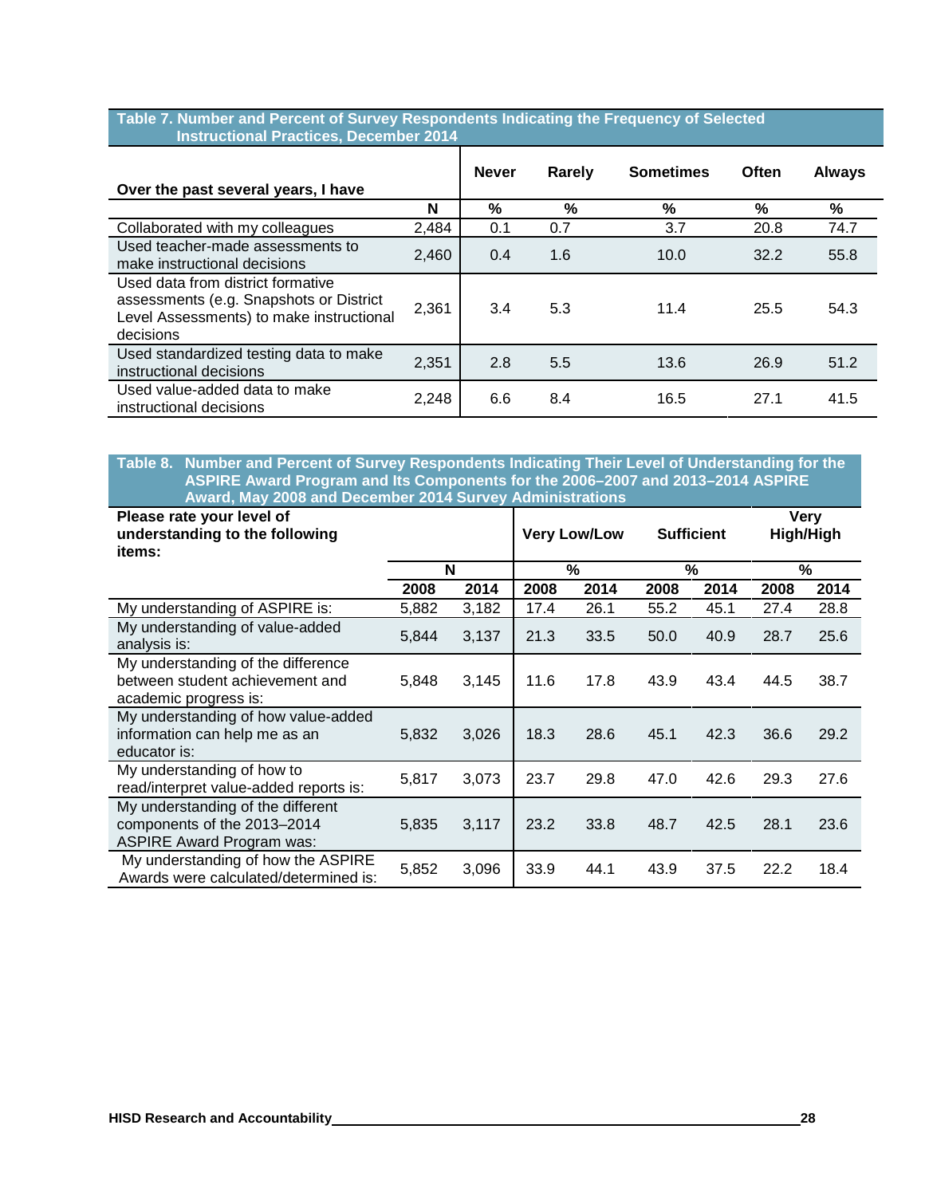**Table 7. Number and Percent of Survey Respondents Indicating the Frequency of Selected Instructional Practices, December 2014**

| Over the past several years, I have | | Never | Rarely | Sometimes | Often | Always |
|---|---|---|---|---|---|---|
| | N | % | % | % | % | % |
| Collaborated with my colleagues | 2,484 | 0.1 | 0.7 | 3.7 | 20.8 | 74.7 |
| Used teacher-made assessments to make instructional decisions | 2,460 | 0.4 | 1.6 | 10.0 | 32.2 | 55.8 |
| Used data from district formative assessments (e.g. Snapshots or District Level Assessments) to make instructional decisions | 2,361 | 3.4 | 5.3 | 11.4 | 25.5 | 54.3 |
| Used standardized testing data to make instructional decisions | 2,351 | 2.8 | 5.5 | 13.6 | 26.9 | 51.2 |
| Used value-added data to make instructional decisions | 2,248 | 6.6 | 8.4 | 16.5 | 27.1 | 41.5 |

**Table 8. Number and Percent of Survey Respondents Indicating Their Level of Understanding for the ASPIRE Award Program and Its Components for the 2006–2007 and 2013–2014 ASPIRE Award, May 2008 and December 2014 Survey Administrations**

| Please rate your level of understanding to the following items: | | | Very Low/Low | | Sufficient | | Very High/High | |
|---|---|---|---|---|---|---|---|---|
| | N | | % | | % | | % | |
| | 2008 | 2014 | 2008 | 2014 | 2008 | 2014 | 2008 | 2014 |
| My understanding of ASPIRE is: | 5,882 | 3,182 | 17.4 | 26.1 | 55.2 | 45.1 | 27.4 | 28.8 |
| My understanding of value-added analysis is: | 5,844 | 3,137 | 21.3 | 33.5 | 50.0 | 40.9 | 28.7 | 25.6 |
| My understanding of the difference between student achievement and academic progress is: | 5,848 | 3,145 | 11.6 | 17.8 | 43.9 | 43.4 | 44.5 | 38.7 |
| My understanding of how value-added information can help me as an educator is: | 5,832 | 3,026 | 18.3 | 28.6 | 45.1 | 42.3 | 36.6 | 29.2 |
| My understanding of how to read/interpret value-added reports is: | 5,817 | 3,073 | 23.7 | 29.8 | 47.0 | 42.6 | 29.3 | 27.6 |
| My understanding of the different components of the 2013–2014 ASPIRE Award Program was: | 5,835 | 3,117 | 23.2 | 33.8 | 48.7 | 42.5 | 28.1 | 23.6 |
| My understanding of how the ASPIRE Awards were calculated/determined is: | 5,852 | 3,096 | 33.9 | 44.1 | 43.9 | 37.5 | 22.2 | 18.4 |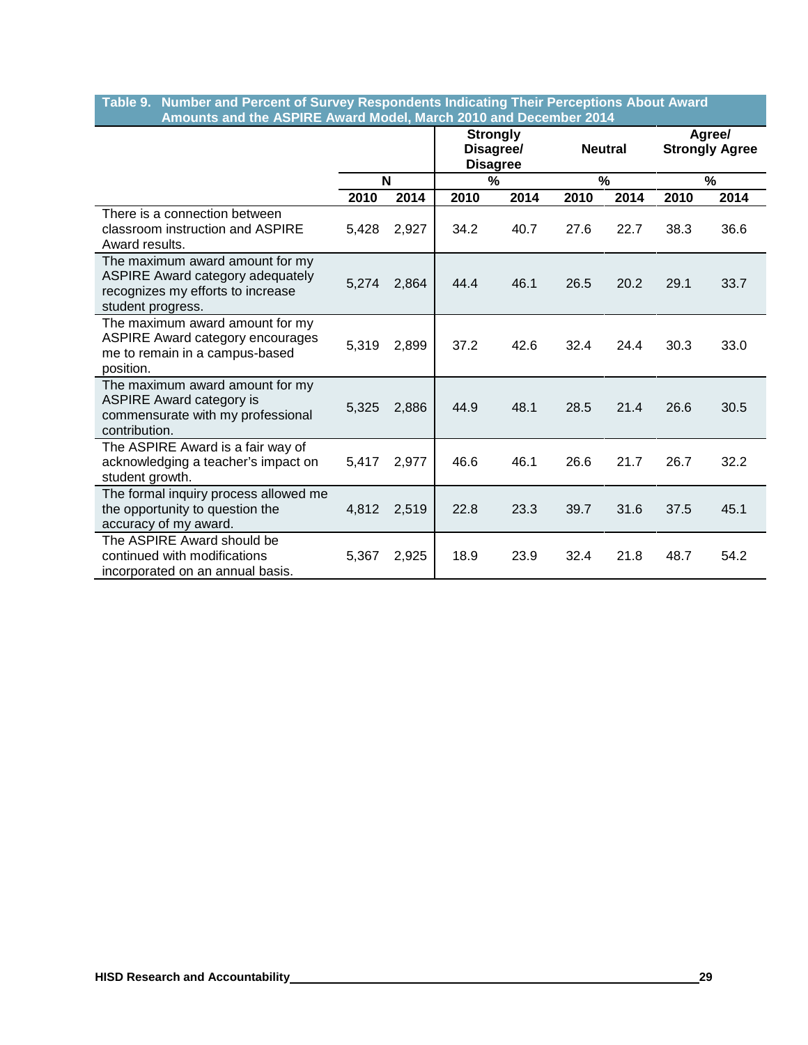**Table 9. Number and Percent of Survey Respondents Indicating Their Perceptions About Award Amounts and the ASPIRE Award Model, March 2010 and December 2014**

| | N | | Strongly Disagree/ Disagree % | | Neutral % | | Agree/ Strongly Agree % | |
|---|---|---|---|---|---|---|---|---|
| | 2010 | 2014 | 2010 | 2014 | 2010 | 2014 | 2010 | 2014 |
| There is a connection between classroom instruction and ASPIRE Award results. | 5,428 | 2,927 | 34.2 | 40.7 | 27.6 | 22.7 | 38.3 | 36.6 |
| The maximum award amount for my ASPIRE Award category adequately recognizes my efforts to increase student progress. | 5,274 | 2,864 | 44.4 | 46.1 | 26.5 | 20.2 | 29.1 | 33.7 |
| The maximum award amount for my ASPIRE Award category encourages me to remain in a campus-based position. | 5,319 | 2,899 | 37.2 | 42.6 | 32.4 | 24.4 | 30.3 | 33.0 |
| The maximum award amount for my ASPIRE Award category is commensurate with my professional contribution. | 5,325 | 2,886 | 44.9 | 48.1 | 28.5 | 21.4 | 26.6 | 30.5 |
| The ASPIRE Award is a fair way of acknowledging a teacher's impact on student growth. | 5,417 | 2,977 | 46.6 | 46.1 | 26.6 | 21.7 | 26.7 | 32.2 |
| The formal inquiry process allowed me the opportunity to question the accuracy of my award. | 4,812 | 2,519 | 22.8 | 23.3 | 39.7 | 31.6 | 37.5 | 45.1 |
| The ASPIRE Award should be continued with modifications incorporated on an annual basis. | 5,367 | 2,925 | 18.9 | 23.9 | 32.4 | 21.8 | 48.7 | 54.2 |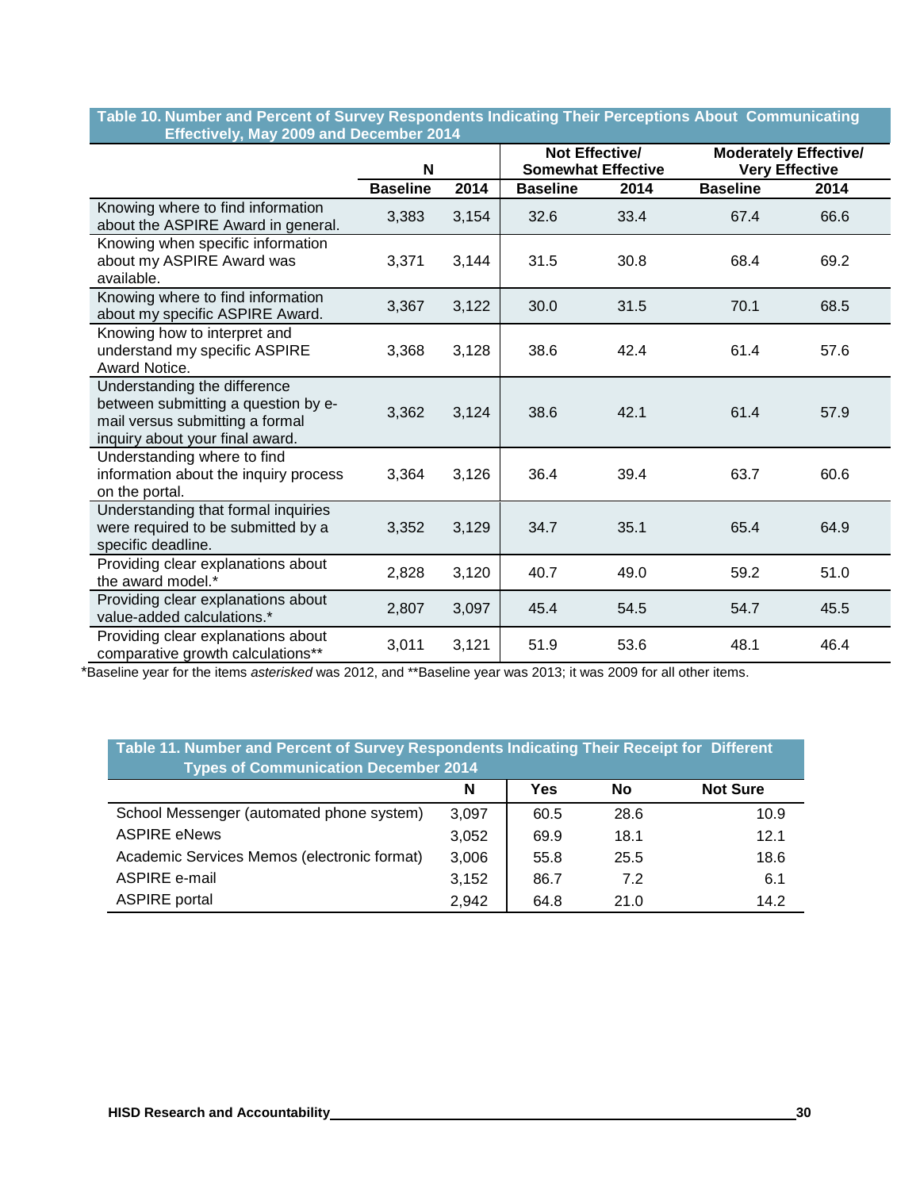**Table 10. Number and Percent of Survey Respondents Indicating Their Perceptions About Communicating Effectively, May 2009 and December 2014**

| | N | | Not Effective/ Somewhat Effective | | Moderately Effective/ Very Effective | |
|---|---|---|---|---|---|---|
| | Baseline | 2014 | Baseline | 2014 | Baseline | 2014 |
| Knowing where to find information about the ASPIRE Award in general. | 3,383 | 3,154 | 32.6 | 33.4 | 67.4 | 66.6 |
| Knowing when specific information about my ASPIRE Award was available. | 3,371 | 3,144 | 31.5 | 30.8 | 68.4 | 69.2 |
| Knowing where to find information about my specific ASPIRE Award. | 3,367 | 3,122 | 30.0 | 31.5 | 70.1 | 68.5 |
| Knowing how to interpret and understand my specific ASPIRE Award Notice. | 3,368 | 3,128 | 38.6 | 42.4 | 61.4 | 57.6 |
| Understanding the difference between submitting a question by e-mail versus submitting a formal inquiry about your final award. | 3,362 | 3,124 | 38.6 | 42.1 | 61.4 | 57.9 |
| Understanding where to find information about the inquiry process on the portal. | 3,364 | 3,126 | 36.4 | 39.4 | 63.7 | 60.6 |
| Understanding that formal inquiries were required to be submitted by a specific deadline. | 3,352 | 3,129 | 34.7 | 35.1 | 65.4 | 64.9 |
| Providing clear explanations about the award model.* | 2,828 | 3,120 | 40.7 | 49.0 | 59.2 | 51.0 |
| Providing clear explanations about value-added calculations.* | 2,807 | 3,097 | 45.4 | 54.5 | 54.7 | 45.5 |
| Providing clear explanations about comparative growth calculations** | 3,011 | 3,121 | 51.9 | 53.6 | 48.1 | 46.4 |

*Baseline year for the items *asterisked* was 2012, and **Baseline year was 2013; it was 2009 for all other items.

**Table 11. Number and Percent of Survey Respondents Indicating Their Receipt for Different Types of Communication December 2014**

| | N | Yes | No | Not Sure |
|---|---|---|---|---|
| School Messenger (automated phone system) | 3,097 | 60.5 | 28.6 | 10.9 |
| ASPIRE eNews | 3,052 | 69.9 | 18.1 | 12.1 |
| Academic Services Memos (electronic format) | 3,006 | 55.8 | 25.5 | 18.6 |
| ASPIRE e-mail | 3,152 | 86.7 | 7.2 | 6.1 |
| ASPIRE portal | 2,942 | 64.8 | 21.0 | 14.2 |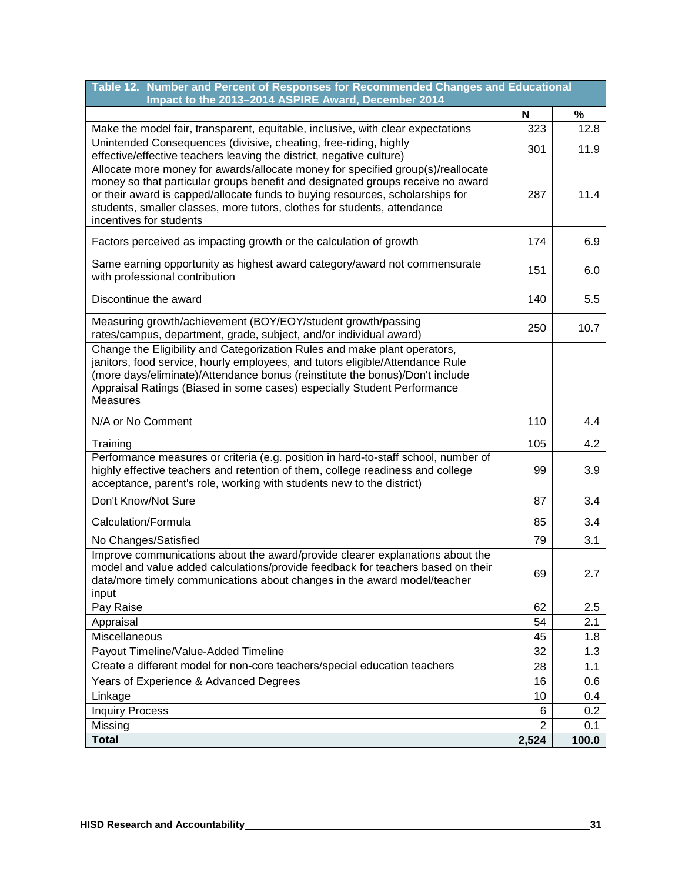**Table 12. Number and Percent of Responses for Recommended Changes and Educational Impact to the 2013–2014 ASPIRE Award, December 2014**

| | N | % |
|---|---|---|
| Make the model fair, transparent, equitable, inclusive, with clear expectations | 323 | 12.8 |
| Unintended Consequences (divisive, cheating, free-riding, highly effective/effective teachers leaving the district, negative culture) | 301 | 11.9 |
| Allocate more money for awards/allocate money for specified group(s)/reallocate money so that particular groups benefit and designated groups receive no award or their award is capped/allocate funds to buying resources, scholarships for students, smaller classes, more tutors, clothes for students, attendance incentives for students | 287 | 11.4 |
| Factors perceived as impacting growth or the calculation of growth | 174 | 6.9 |
| Same earning opportunity as highest award category/award not commensurate with professional contribution | 151 | 6.0 |
| Discontinue the award | 140 | 5.5 |
| Measuring growth/achievement (BOY/EOY/student growth/passing rates/campus, department, grade, subject, and/or individual award) | 250 | 10.7 |
| Change the Eligibility and Categorization Rules and make plant operators, janitors, food service, hourly employees, and tutors eligible/Attendance Rule (more days/eliminate)/Attendance bonus (reinstitute the bonus)/Don't include Appraisal Ratings (Biased in some cases) especially Student Performance Measures | | |
| N/A or No Comment | 110 | 4.4 |
| Training | 105 | 4.2 |
| Performance measures or criteria (e.g. position in hard-to-staff school, number of highly effective teachers and retention of them, college readiness and college acceptance, parent's role, working with students new to the district) | 99 | 3.9 |
| Don't Know/Not Sure | 87 | 3.4 |
| Calculation/Formula | 85 | 3.4 |
| No Changes/Satisfied | 79 | 3.1 |
| Improve communications about the award/provide clearer explanations about the model and value added calculations/provide feedback for teachers based on their data/more timely communications about changes in the award model/teacher input | 69 | 2.7 |
| Pay Raise | 62 | 2.5 |
| Appraisal | 54 | 2.1 |
| Miscellaneous | 45 | 1.8 |
| Payout Timeline/Value-Added Timeline | 32 | 1.3 |
| Create a different model for non-core teachers/special education teachers | 28 | 1.1 |
| Years of Experience & Advanced Degrees | 16 | 0.6 |
| Linkage | 10 | 0.4 |
| Inquiry Process | 6 | 0.2 |
| Missing | 2 | 0.1 |
| **Total** | **2,524** | **100.0** |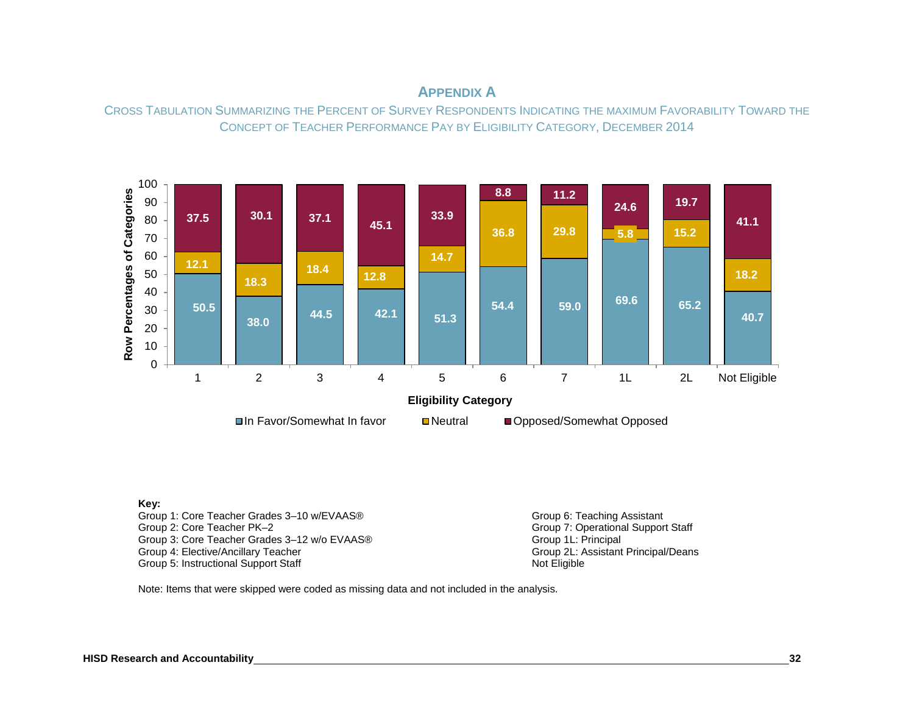# Appendix A

## Cross Tabulation Summarizing the Percent of Survey Respondents Indicating the Maximum Favorability Toward the Concept of Teacher Performance Pay by Eligibility Category, December 2014

| Eligibility Category | In Favor/Somewhat In favor | Neutral | Opposed/Somewhat Opposed |
|---|---|---|---|
| 1 | 50.5 | 12.1 | 37.5 |
| 2 | 38.0 | 18.3 | 30.1 |
| 3 | 44.5 | 18.4 | 37.1 |
| 4 | 42.1 | 12.8 | 45.1 |
| 5 | 51.3 | 14.7 | 33.9 |
| 6 | 54.4 | 36.8 | 8.8 |
| 7 | 59.0 | 29.8 | 11.2 |
| 1L | 69.6 | 5.8 | 24.6 |
| 2L | 65.2 | 15.2 | 19.7 |
| Not Eligible | 40.7 | 18.2 | 41.1 |

**Key:**

Group 1: Core Teacher Grades 3–10 w/EVAAS®
Group 2: Core Teacher PK–2
Group 3: Core Teacher Grades 3–12 w/o EVAAS®
Group 4: Elective/Ancillary Teacher
Group 5: Instructional Support Staff
Group 6: Teaching Assistant
Group 7: Operational Support Staff
Group 1L: Principal
Group 2L: Assistant Principal/Deans
Not Eligible

Note: Items that were skipped were coded as missing data and not included in the analysis.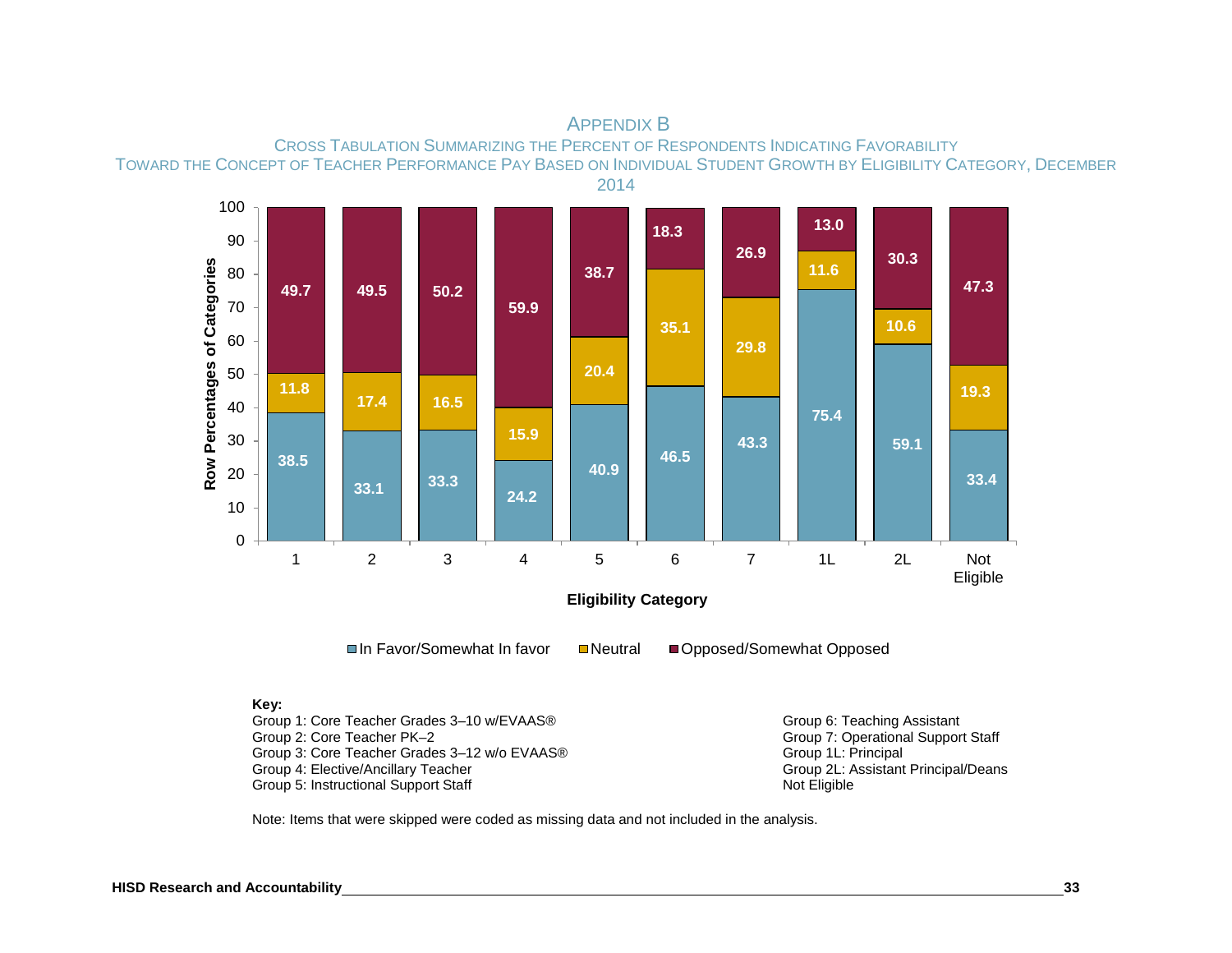# Appendix B

## Cross Tabulation Summarizing the Percent of Respondents Indicating Favorability Toward the Concept of Teacher Performance Pay Based on Individual Student Growth by Eligibility Category, December 2014

| Eligibility Category | In Favor/Somewhat In favor | Neutral | Opposed/Somewhat Opposed |
|---|---|---|---|
| 1 | 38.5 | 11.8 | 49.7 |
| 2 | 33.1 | 17.4 | 49.5 |
| 3 | 33.3 | 16.5 | 50.2 |
| 4 | 24.2 | 15.9 | 59.9 |
| 5 | 40.9 | 20.4 | 38.7 |
| 6 | 46.5 | 35.1 | 18.3 |
| 7 | 43.3 | 29.8 | 26.9 |
| 1L | 75.4 | 11.6 | 13.0 |
| 2L | 59.1 | 10.6 | 30.3 |
| Not Eligible | 33.4 | 19.3 | 47.3 |

Y-axis: Row Percentages of Categories (0–100); X-axis: Eligibility Category

**Key:**

Group 1: Core Teacher Grades 3–10 w/EVAAS®
Group 2: Core Teacher PK–2
Group 3: Core Teacher Grades 3–12 w/o EVAAS®
Group 4: Elective/Ancillary Teacher
Group 5: Instructional Support Staff
Group 6: Teaching Assistant
Group 7: Operational Support Staff
Group 1L: Principal
Group 2L: Assistant Principal/Deans
Not Eligible

Note: Items that were skipped were coded as missing data and not included in the analysis.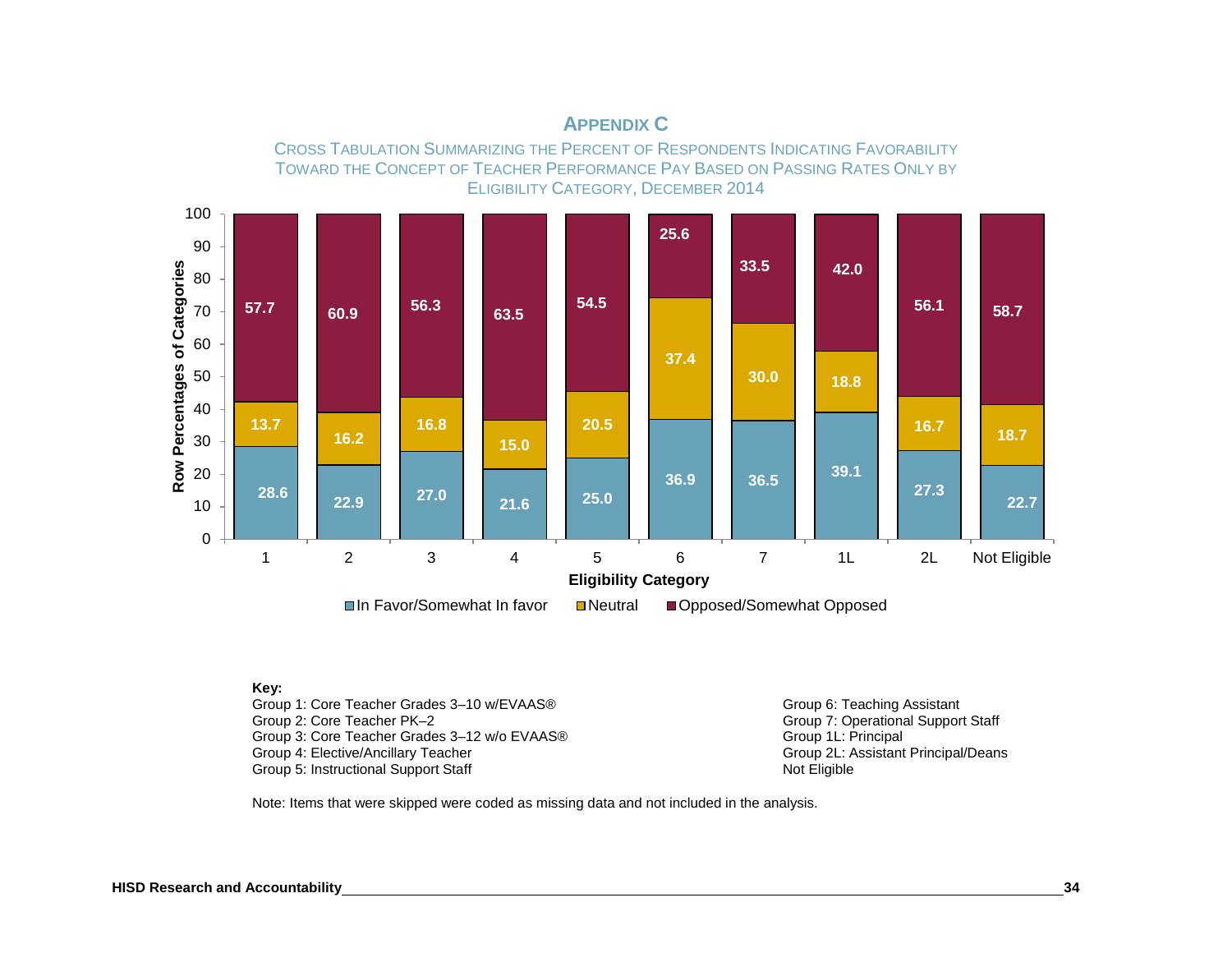# APPENDIX C

CROSS TABULATION SUMMARIZING THE PERCENT OF RESPONDENTS INDICATING FAVORABILITY TOWARD THE CONCEPT OF TEACHER PERFORMANCE PAY BASED ON PASSING RATES ONLY BY ELIGIBILITY CATEGORY, DECEMBER 2014

| Eligibility Category | In Favor/Somewhat In favor | Neutral | Opposed/Somewhat Opposed |
|---|---|---|---|
| 1 | 28.6 | 13.7 | 57.7 |
| 2 | 22.9 | 16.2 | 60.9 |
| 3 | 27.0 | 16.8 | 56.3 |
| 4 | 21.6 | 15.0 | 63.5 |
| 5 | 25.0 | 20.5 | 54.5 |
| 6 | 36.9 | 37.4 | 25.6 |
| 7 | 36.5 | 30.0 | 33.5 |
| 1L | 39.1 | 18.8 | 42.0 |
| 2L | 27.3 | 16.7 | 56.1 |
| Not Eligible | 22.7 | 18.7 | 58.7 |

**Key:**

Group 1: Core Teacher Grades 3–10 w/EVAAS®
Group 2: Core Teacher PK–2
Group 3: Core Teacher Grades 3–12 w/o EVAAS®
Group 4: Elective/Ancillary Teacher
Group 5: Instructional Support Staff
Group 6: Teaching Assistant
Group 7: Operational Support Staff
Group 1L: Principal
Group 2L: Assistant Principal/Deans
Not Eligible

Note: Items that were skipped were coded as missing data and not included in the analysis.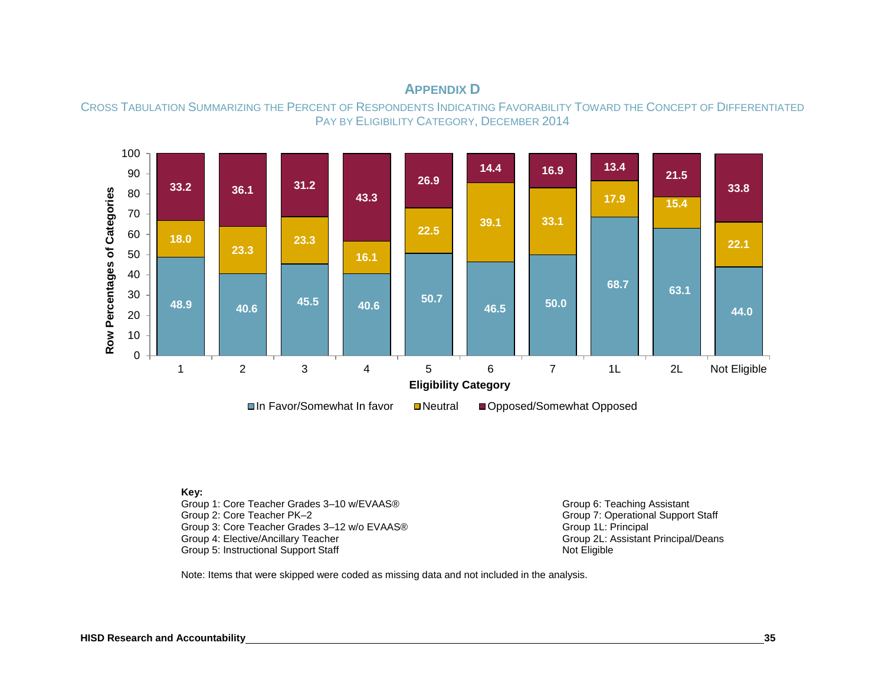# APPENDIX D

CROSS TABULATION SUMMARIZING THE PERCENT OF RESPONDENTS INDICATING FAVORABILITY TOWARD THE CONCEPT OF DIFFERENTIATED PAY BY ELIGIBILITY CATEGORY, DECEMBER 2014

| Eligibility Category | In Favor/Somewhat In favor | Neutral | Opposed/Somewhat Opposed |
|---|---|---|---|
| 1 | 48.9 | 18.0 | 33.2 |
| 2 | 40.6 | 23.3 | 36.1 |
| 3 | 45.5 | 23.3 | 31.2 |
| 4 | 40.6 | 16.1 | 43.3 |
| 5 | 50.7 | 22.5 | 26.9 |
| 6 | 46.5 | 39.1 | 14.4 |
| 7 | 50.0 | 33.1 | 16.9 |
| 1L | 68.7 | 17.9 | 13.4 |
| 2L | 63.1 | 15.4 | 21.5 |
| Not Eligible | 44.0 | 22.1 | 33.8 |

**Key:**

Group 1: Core Teacher Grades 3–10 w/EVAAS®
Group 2: Core Teacher PK–2
Group 3: Core Teacher Grades 3–12 w/o EVAAS®
Group 4: Elective/Ancillary Teacher
Group 5: Instructional Support Staff
Group 6: Teaching Assistant
Group 7: Operational Support Staff
Group 1L: Principal
Group 2L: Assistant Principal/Deans
Not Eligible

Note: Items that were skipped were coded as missing data and not included in the analysis.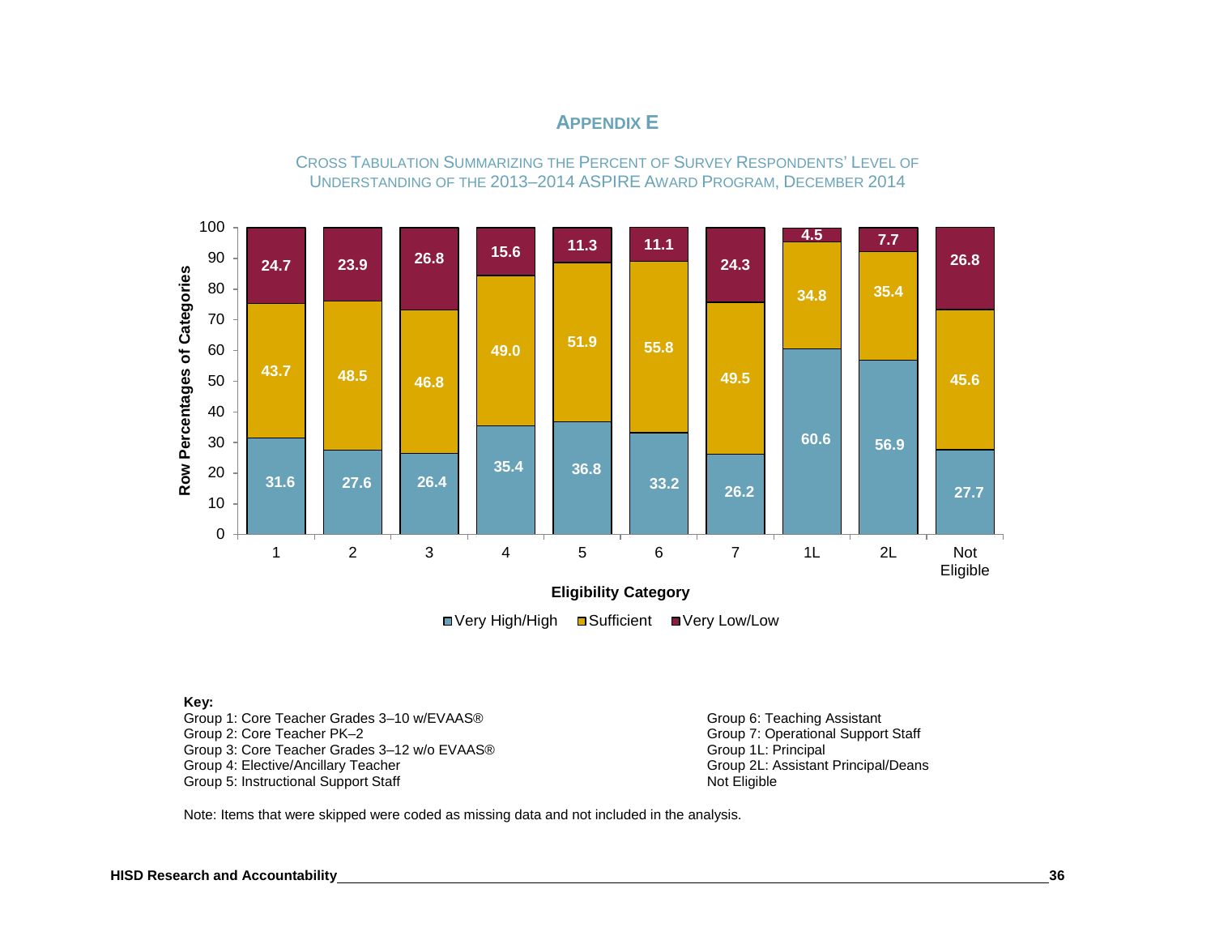# Appendix E

## Cross Tabulation Summarizing the Percent of Survey Respondents' Level of Understanding of the 2013–2014 ASPIRE Award Program, December 2014

| Eligibility Category | Very High/High | Sufficient | Very Low/Low |
|---|---|---|---|
| 1 | 31.6 | 43.7 | 24.7 |
| 2 | 27.6 | 48.5 | 23.9 |
| 3 | 26.4 | 46.8 | 26.8 |
| 4 | 35.4 | 49.0 | 15.6 |
| 5 | 36.8 | 51.9 | 11.3 |
| 6 | 33.2 | 55.8 | 11.1 |
| 7 | 26.2 | 49.5 | 24.3 |
| 1L | 60.6 | 34.8 | 4.5 |
| 2L | 56.9 | 35.4 | 7.7 |
| Not Eligible | 27.7 | 45.6 | 26.8 |

Y-axis: Row Percentages of Categories

X-axis: Eligibility Category

**Key:**

Group 1: Core Teacher Grades 3–10 w/EVAAS®
Group 2: Core Teacher PK–2
Group 3: Core Teacher Grades 3–12 w/o EVAAS®
Group 4: Elective/Ancillary Teacher
Group 5: Instructional Support Staff
Group 6: Teaching Assistant
Group 7: Operational Support Staff
Group 1L: Principal
Group 2L: Assistant Principal/Deans
Not Eligible

Note: Items that were skipped were coded as missing data and not included in the analysis.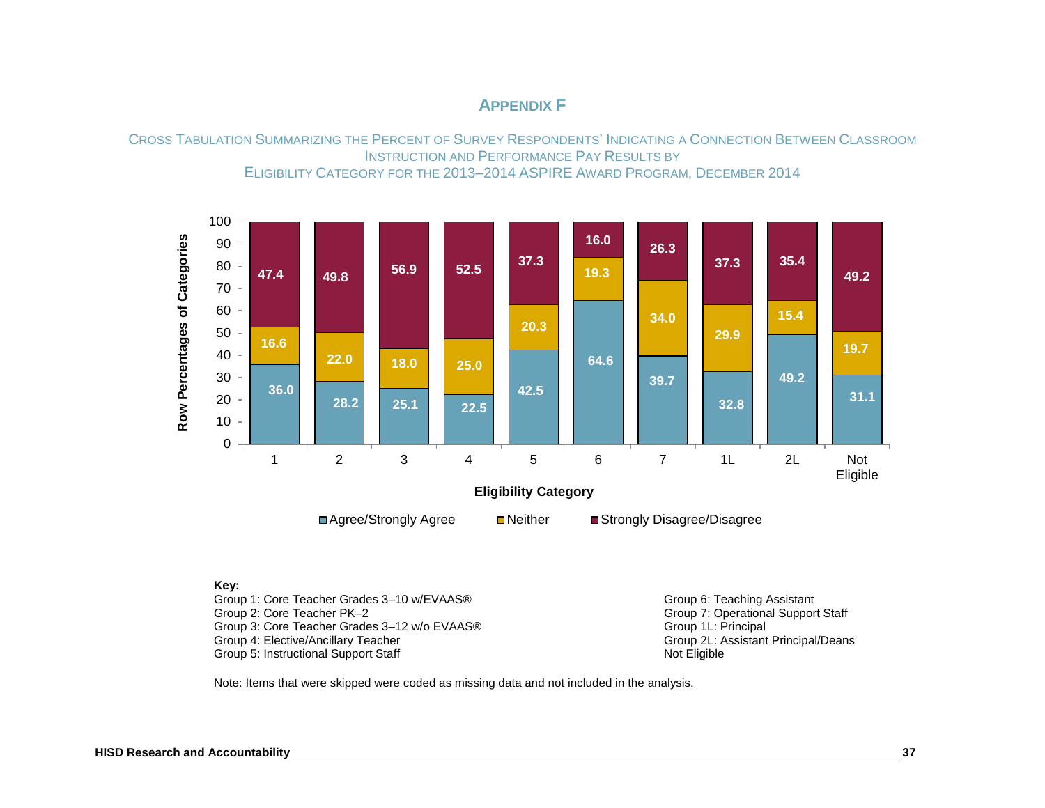# APPENDIX F

CROSS TABULATION SUMMARIZING THE PERCENT OF SURVEY RESPONDENTS' INDICATING A CONNECTION BETWEEN CLASSROOM INSTRUCTION AND PERFORMANCE PAY RESULTS BY ELIGIBILITY CATEGORY FOR THE 2013–2014 ASPIRE AWARD PROGRAM, DECEMBER 2014

| Eligibility Category | Agree/Strongly Agree | Neither | Strongly Disagree/Disagree |
|---|---|---|---|
| 1 | 36.0 | 16.6 | 47.4 |
| 2 | 28.2 | 22.0 | 49.8 |
| 3 | 25.1 | 18.0 | 56.9 |
| 4 | 22.5 | 25.0 | 52.5 |
| 5 | 42.5 | 20.3 | 37.3 |
| 6 | 64.6 | 19.3 | 16.0 |
| 7 | 39.7 | 34.0 | 26.3 |
| 1L | 32.8 | 29.9 | 37.3 |
| 2L | 49.2 | 15.4 | 35.4 |
| Not Eligible | 31.1 | 19.7 | 49.2 |

**Key:**

Group 1: Core Teacher Grades 3–10 w/EVAAS®
Group 2: Core Teacher PK–2
Group 3: Core Teacher Grades 3–12 w/o EVAAS®
Group 4: Elective/Ancillary Teacher
Group 5: Instructional Support Staff
Group 6: Teaching Assistant
Group 7: Operational Support Staff
Group 1L: Principal
Group 2L: Assistant Principal/Deans
Not Eligible

Note: Items that were skipped were coded as missing data and not included in the analysis.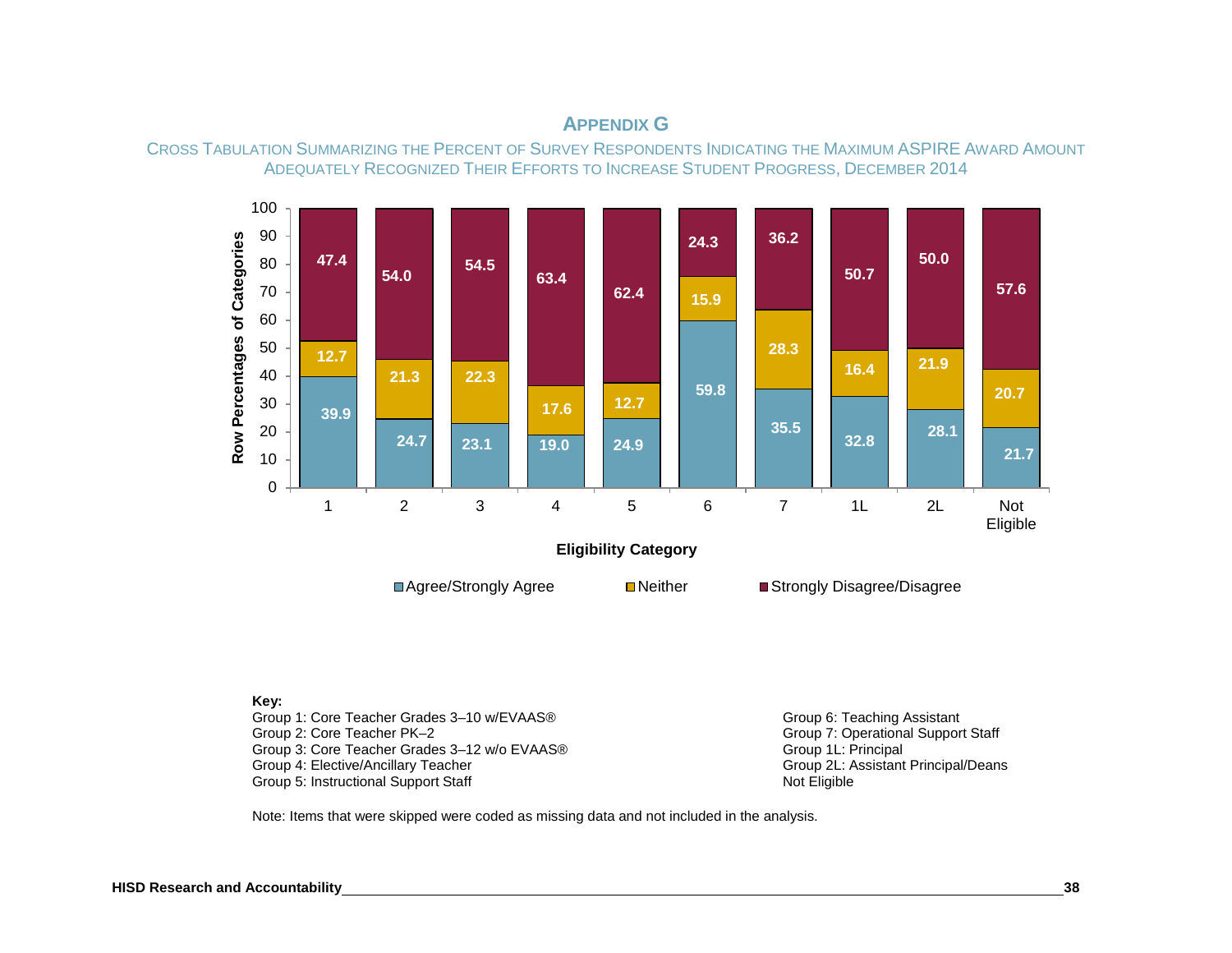# APPENDIX G

CROSS TABULATION SUMMARIZING THE PERCENT OF SURVEY RESPONDENTS INDICATING THE MAXIMUM ASPIRE AWARD AMOUNT ADEQUATELY RECOGNIZED THEIR EFFORTS TO INCREASE STUDENT PROGRESS, DECEMBER 2014

| Eligibility Category | Agree/Strongly Agree | Neither | Strongly Disagree/Disagree |
|---|---|---|---|
| 1 | 39.9 | 12.7 | 47.4 |
| 2 | 24.7 | 21.3 | 54.0 |
| 3 | 23.1 | 22.3 | 54.5 |
| 4 | 19.0 | 17.6 | 63.4 |
| 5 | 24.9 | 12.7 | 62.4 |
| 6 | 59.8 | 15.9 | 24.3 |
| 7 | 35.5 | 28.3 | 36.2 |
| 1L | 32.8 | 16.4 | 50.7 |
| 2L | 28.1 | 21.9 | 50.0 |
| Not Eligible | 21.7 | 20.7 | 57.6 |

Y-axis: Row Percentages of Categories

**Key:**

Group 1: Core Teacher Grades 3–10 w/EVAAS®
Group 2: Core Teacher PK–2
Group 3: Core Teacher Grades 3–12 w/o EVAAS®
Group 4: Elective/Ancillary Teacher
Group 5: Instructional Support Staff
Group 6: Teaching Assistant
Group 7: Operational Support Staff
Group 1L: Principal
Group 2L: Assistant Principal/Deans
Not Eligible

Note: Items that were skipped were coded as missing data and not included in the analysis.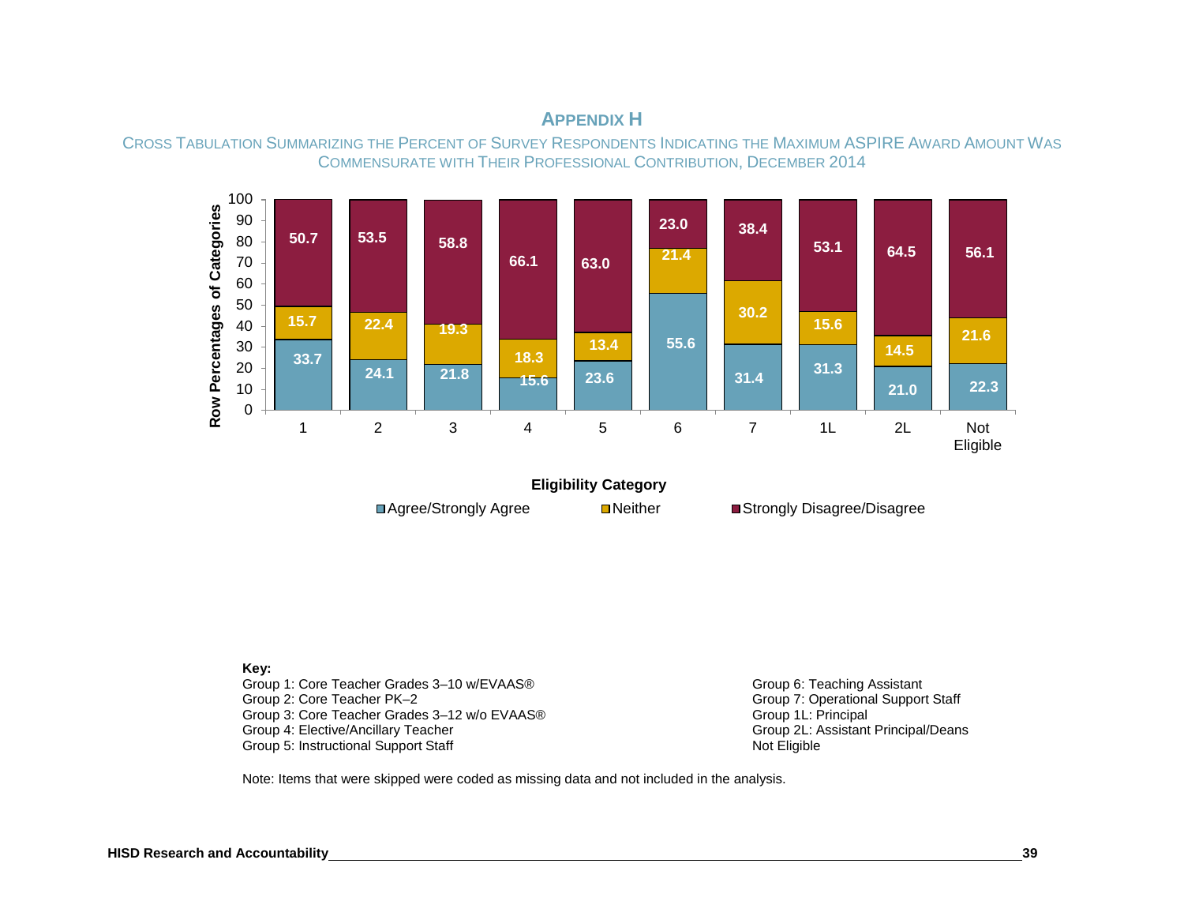# APPENDIX H

CROSS TABULATION SUMMARIZING THE PERCENT OF SURVEY RESPONDENTS INDICATING THE MAXIMUM ASPIRE AWARD AMOUNT WAS COMMENSURATE WITH THEIR PROFESSIONAL CONTRIBUTION, DECEMBER 2014

| Eligibility Category | Agree/Strongly Agree | Neither | Strongly Disagree/Disagree |
|---|---|---|---|
| 1 | 33.7 | 15.7 | 50.7 |
| 2 | 24.1 | 22.4 | 53.5 |
| 3 | 21.8 | 19.3 | 58.8 |
| 4 | 15.6 | 18.3 | 66.1 |
| 5 | 23.6 | 13.4 | 63.0 |
| 6 | 55.6 | 21.4 | 23.0 |
| 7 | 31.4 | 30.2 | 38.4 |
| 1L | 31.3 | 15.6 | 53.1 |
| 2L | 21.0 | 14.5 | 64.5 |
| Not Eligible | 22.3 | 21.6 | 56.1 |

Row Percentages of Categories

**Key:**
Group 1: Core Teacher Grades 3–10 w/EVAAS®
Group 2: Core Teacher PK–2
Group 3: Core Teacher Grades 3–12 w/o EVAAS®
Group 4: Elective/Ancillary Teacher
Group 5: Instructional Support Staff
Group 6: Teaching Assistant
Group 7: Operational Support Staff
Group 1L: Principal
Group 2L: Assistant Principal/Deans
Not Eligible

Note: Items that were skipped were coded as missing data and not included in the analysis.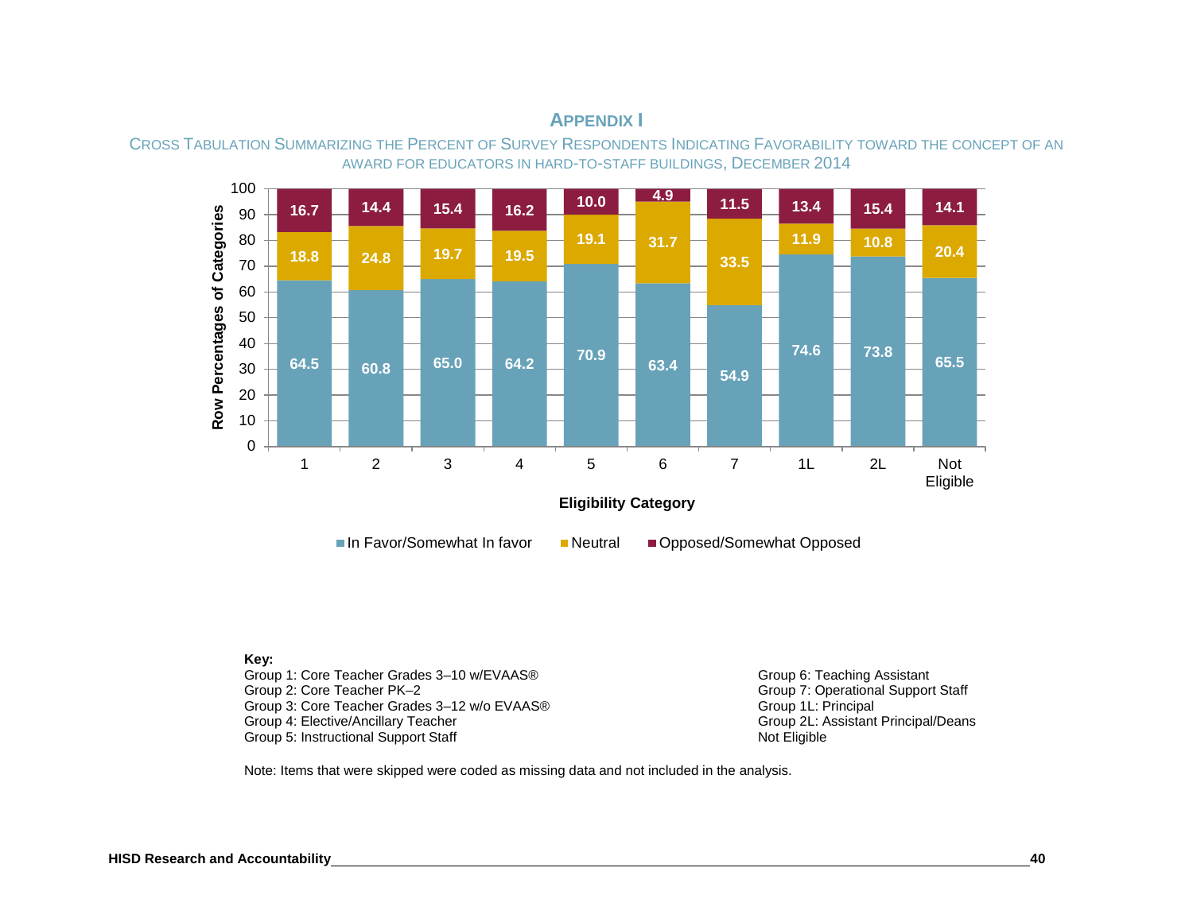# APPENDIX I

CROSS TABULATION SUMMARIZING THE PERCENT OF SURVEY RESPONDENTS INDICATING FAVORABILITY TOWARD THE CONCEPT OF AN AWARD FOR EDUCATORS IN HARD-TO-STAFF BUILDINGS, DECEMBER 2014

Row Percentages of Categories

100
90
80
70
60
50
40
30
20
10
0

1: 64.5, 18.8, 16.7
2: 60.8, 24.8, 14.4
3: 65.0, 19.7, 15.4
4: 64.2, 19.5, 16.2
5: 70.9, 19.1, 10.0
6: 63.4, 31.7, 4.9
7: 54.9, 33.5, 11.5
1L: 74.6, 11.9, 13.4
2L: 73.8, 10.8, 15.4
Not Eligible: 65.5, 20.4, 14.1

Eligibility Category

In Favor/Somewhat In favor
Neutral
Opposed/Somewhat Opposed

**Key:**

Group 1: Core Teacher Grades 3–10 w/EVAAS®
Group 2: Core Teacher PK–2
Group 3: Core Teacher Grades 3–12 w/o EVAAS®
Group 4: Elective/Ancillary Teacher
Group 5: Instructional Support Staff
Group 6: Teaching Assistant
Group 7: Operational Support Staff
Group 1L: Principal
Group 2L: Assistant Principal/Deans
Not Eligible

Note: Items that were skipped were coded as missing data and not included in the analysis.